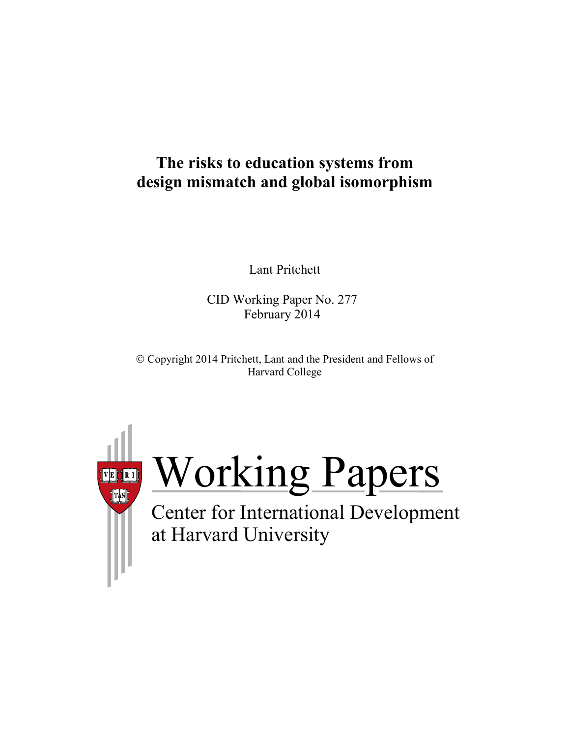# The risks to education systems from design mismatch and global isomorphism

Lant Pritchett

CID Working Paper No. 277
February 2014

© Copyright 2014 Pritchett, Lant and the President and Fellows of Harvard College

Working Papers
Center for International Development at Harvard University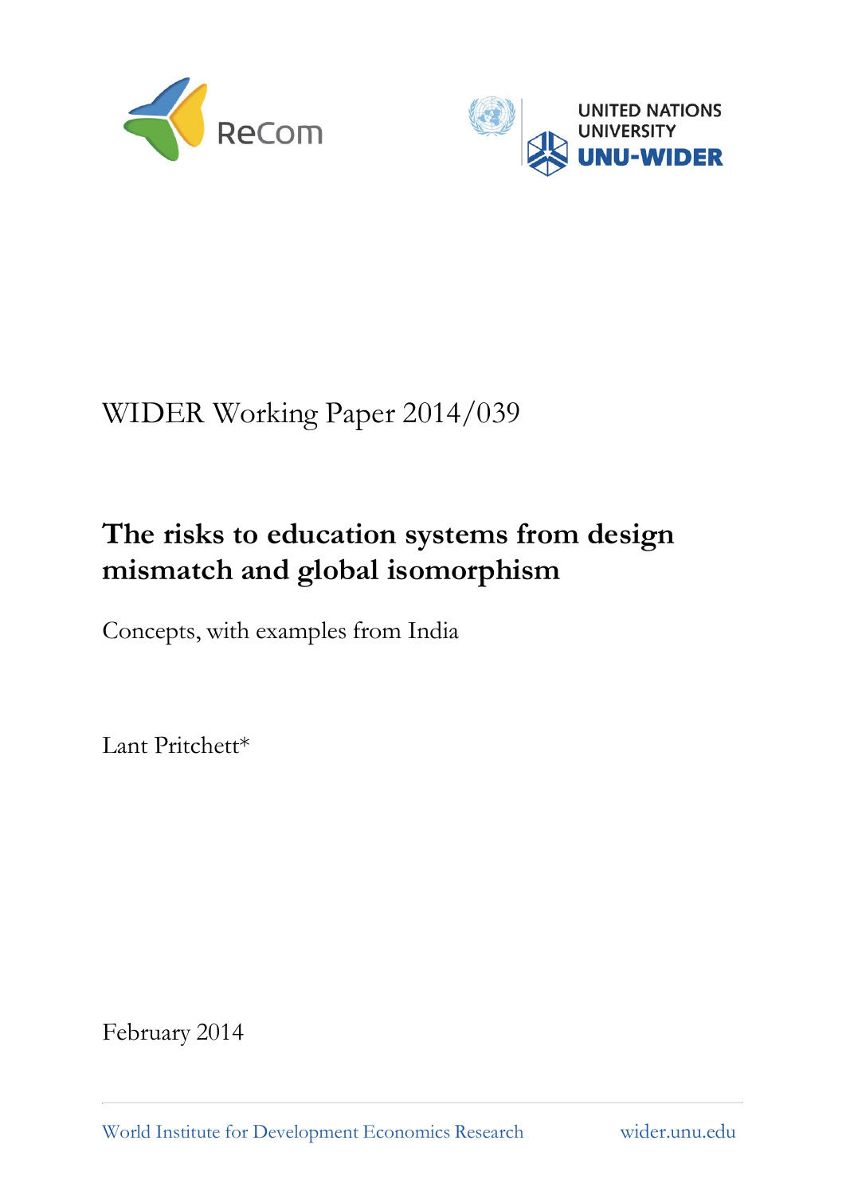WIDER Working Paper 2014/039

# The risks to education systems from design mismatch and global isomorphism

Concepts, with examples from India

Lant Pritchett*

February 2014

World Institute for Development Economics Research wider.unu.edu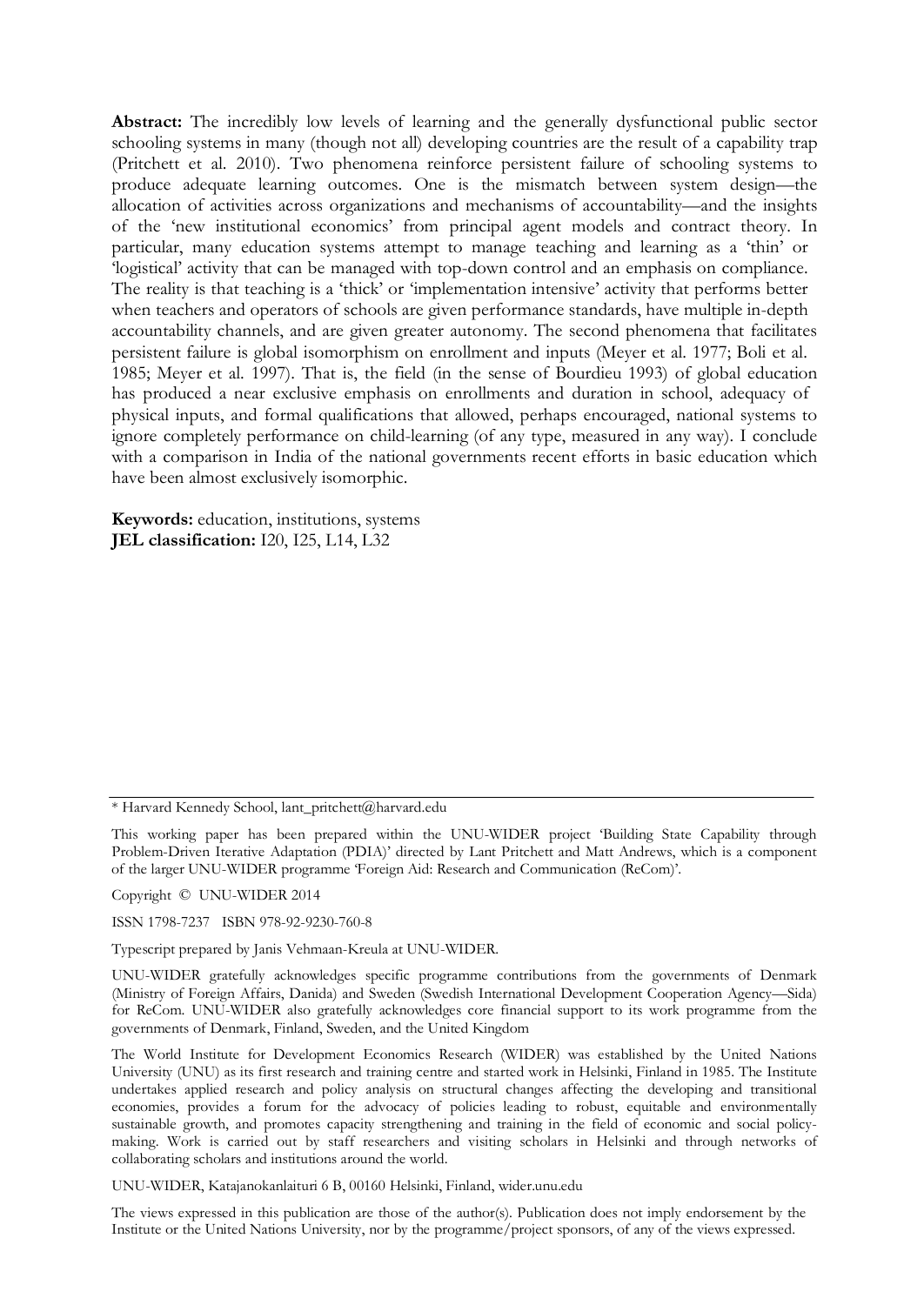**Abstract:** The incredibly low levels of learning and the generally dysfunctional public sector schooling systems in many (though not all) developing countries are the result of a capability trap (Pritchett et al. 2010). Two phenomena reinforce persistent failure of schooling systems to produce adequate learning outcomes. One is the mismatch between system design—the allocation of activities across organizations and mechanisms of accountability—and the insights of the 'new institutional economics' from principal agent models and contract theory. In particular, many education systems attempt to manage teaching and learning as a 'thin' or 'logistical' activity that can be managed with top-down control and an emphasis on compliance. The reality is that teaching is a 'thick' or 'implementation intensive' activity that performs better when teachers and operators of schools are given performance standards, have multiple in-depth accountability channels, and are given greater autonomy. The second phenomena that facilitates persistent failure is global isomorphism on enrollment and inputs (Meyer et al. 1977; Boli et al. 1985; Meyer et al. 1997). That is, the field (in the sense of Bourdieu 1993) of global education has produced a near exclusive emphasis on enrollments and duration in school, adequacy of physical inputs, and formal qualifications that allowed, perhaps encouraged, national systems to ignore completely performance on child-learning (of any type, measured in any way). I conclude with a comparison in India of the national governments recent efforts in basic education which have been almost exclusively isomorphic.

**Keywords:** education, institutions, systems
**JEL classification:** I20, I25, L14, L32

---

\* Harvard Kennedy School, lant_pritchett@harvard.edu

This working paper has been prepared within the UNU-WIDER project 'Building State Capability through Problem-Driven Iterative Adaptation (PDIA)' directed by Lant Pritchett and Matt Andrews, which is a component of the larger UNU-WIDER programme 'Foreign Aid: Research and Communication (ReCom)'.

Copyright © UNU-WIDER 2014

ISSN 1798-7237 ISBN 978-92-9230-760-8

Typescript prepared by Janis Vehmaan-Kreula at UNU-WIDER.

UNU-WIDER gratefully acknowledges specific programme contributions from the governments of Denmark (Ministry of Foreign Affairs, Danida) and Sweden (Swedish International Development Cooperation Agency—Sida) for ReCom. UNU-WIDER also gratefully acknowledges core financial support to its work programme from the governments of Denmark, Finland, Sweden, and the United Kingdom

The World Institute for Development Economics Research (WIDER) was established by the United Nations University (UNU) as its first research and training centre and started work in Helsinki, Finland in 1985. The Institute undertakes applied research and policy analysis on structural changes affecting the developing and transitional economies, provides a forum for the advocacy of policies leading to robust, equitable and environmentally sustainable growth, and promotes capacity strengthening and training in the field of economic and social policy-making. Work is carried out by staff researchers and visiting scholars in Helsinki and through networks of collaborating scholars and institutions around the world.

UNU-WIDER, Katajanokanlaituri 6 B, 00160 Helsinki, Finland, wider.unu.edu

The views expressed in this publication are those of the author(s). Publication does not imply endorsement by the Institute or the United Nations University, nor by the programme/project sponsors, of any of the views expressed.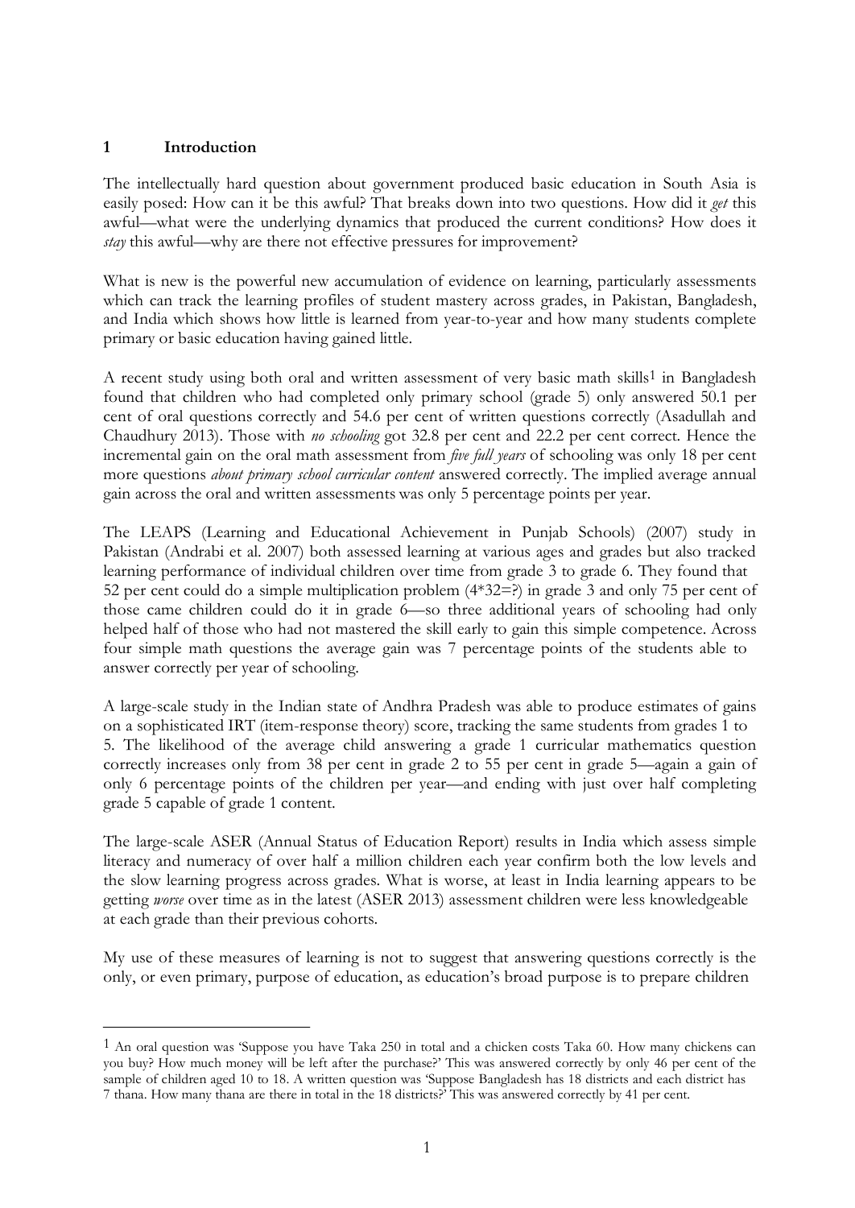## 1 Introduction

The intellectually hard question about government produced basic education in South Asia is easily posed: How can it be this awful? That breaks down into two questions. How did it *get* this awful—what were the underlying dynamics that produced the current conditions? How does it *stay* this awful—why are there not effective pressures for improvement?

What is new is the powerful new accumulation of evidence on learning, particularly assessments which can track the learning profiles of student mastery across grades, in Pakistan, Bangladesh, and India which shows how little is learned from year-to-year and how many students complete primary or basic education having gained little.

A recent study using both oral and written assessment of very basic math skills[1] in Bangladesh found that children who had completed only primary school (grade 5) only answered 50.1 per cent of oral questions correctly and 54.6 per cent of written questions correctly (Asadullah and Chaudhury 2013). Those with *no schooling* got 32.8 per cent and 22.2 per cent correct. Hence the incremental gain on the oral math assessment from *five full years* of schooling was only 18 per cent more questions *about primary school curricular content* answered correctly. The implied average annual gain across the oral and written assessments was only 5 percentage points per year.

The LEAPS (Learning and Educational Achievement in Punjab Schools) (2007) study in Pakistan (Andrabi et al. 2007) both assessed learning at various ages and grades but also tracked learning performance of individual children over time from grade 3 to grade 6. They found that 52 per cent could do a simple multiplication problem (4*32=?) in grade 3 and only 75 per cent of those came children could do it in grade 6—so three additional years of schooling had only helped half of those who had not mastered the skill early to gain this simple competence. Across four simple math questions the average gain was 7 percentage points of the students able to answer correctly per year of schooling.

A large-scale study in the Indian state of Andhra Pradesh was able to produce estimates of gains on a sophisticated IRT (item-response theory) score, tracking the same students from grades 1 to 5. The likelihood of the average child answering a grade 1 curricular mathematics question correctly increases only from 38 per cent in grade 2 to 55 per cent in grade 5—again a gain of only 6 percentage points of the children per year—and ending with just over half completing grade 5 capable of grade 1 content.

The large-scale ASER (Annual Status of Education Report) results in India which assess simple literacy and numeracy of over half a million children each year confirm both the low levels and the slow learning progress across grades. What is worse, at least in India learning appears to be getting *worse* over time as in the latest (ASER 2013) assessment children were less knowledgeable at each grade than their previous cohorts.

My use of these measures of learning is not to suggest that answering questions correctly is the only, or even primary, purpose of education, as education's broad purpose is to prepare children

---

[1] An oral question was 'Suppose you have Taka 250 in total and a chicken costs Taka 60. How many chickens can you buy? How much money will be left after the purchase?' This was answered correctly by only 46 per cent of the sample of children aged 10 to 18. A written question was 'Suppose Bangladesh has 18 districts and each district has 7 thana. How many thana are there in total in the 18 districts?' This was answered correctly by 41 per cent.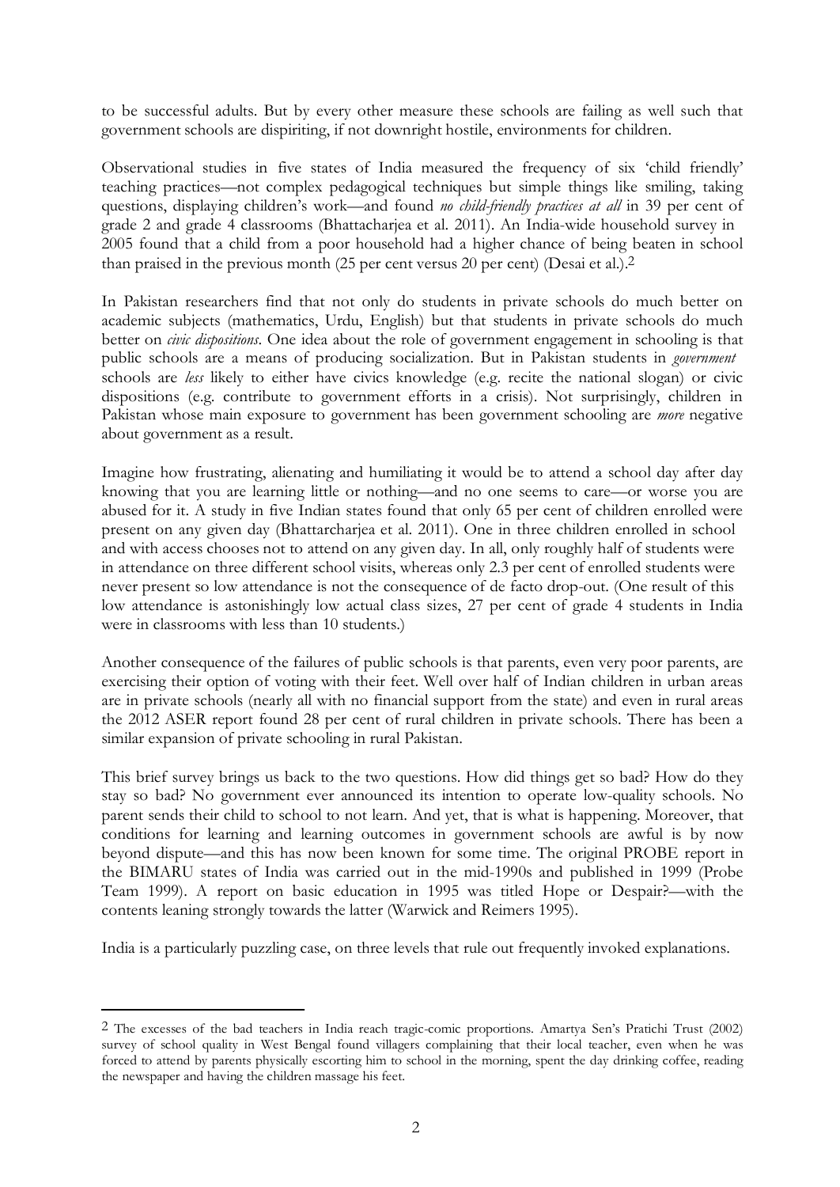to be successful adults. But by every other measure these schools are failing as well such that government schools are dispiriting, if not downright hostile, environments for children.

Observational studies in five states of India measured the frequency of six 'child friendly' teaching practices—not complex pedagogical techniques but simple things like smiling, taking questions, displaying children's work—and found *no child-friendly practices at all* in 39 per cent of grade 2 and grade 4 classrooms (Bhattacharjea et al. 2011). An India-wide household survey in 2005 found that a child from a poor household had a higher chance of being beaten in school than praised in the previous month (25 per cent versus 20 per cent) (Desai et al.).[2]

In Pakistan researchers find that not only do students in private schools do much better on academic subjects (mathematics, Urdu, English) but that students in private schools do much better on *civic dispositions*. One idea about the role of government engagement in schooling is that public schools are a means of producing socialization. But in Pakistan students in *government* schools are *less* likely to either have civics knowledge (e.g. recite the national slogan) or civic dispositions (e.g. contribute to government efforts in a crisis). Not surprisingly, children in Pakistan whose main exposure to government has been government schooling are *more* negative about government as a result.

Imagine how frustrating, alienating and humiliating it would be to attend a school day after day knowing that you are learning little or nothing—and no one seems to care—or worse you are abused for it. A study in five Indian states found that only 65 per cent of children enrolled were present on any given day (Bhattarcharjea et al. 2011). One in three children enrolled in school and with access chooses not to attend on any given day. In all, only roughly half of students were in attendance on three different school visits, whereas only 2.3 per cent of enrolled students were never present so low attendance is not the consequence of de facto drop-out. (One result of this low attendance is astonishingly low actual class sizes, 27 per cent of grade 4 students in India were in classrooms with less than 10 students.)

Another consequence of the failures of public schools is that parents, even very poor parents, are exercising their option of voting with their feet. Well over half of Indian children in urban areas are in private schools (nearly all with no financial support from the state) and even in rural areas the 2012 ASER report found 28 per cent of rural children in private schools. There has been a similar expansion of private schooling in rural Pakistan.

This brief survey brings us back to the two questions. How did things get so bad? How do they stay so bad? No government ever announced its intention to operate low-quality schools. No parent sends their child to school to not learn. And yet, that is what is happening. Moreover, that conditions for learning and learning outcomes in government schools are awful is by now beyond dispute—and this has now been known for some time. The original PROBE report in the BIMARU states of India was carried out in the mid-1990s and published in 1999 (Probe Team 1999). A report on basic education in 1995 was titled Hope or Despair?—with the contents leaning strongly towards the latter (Warwick and Reimers 1995).

India is a particularly puzzling case, on three levels that rule out frequently invoked explanations.

[2] The excesses of the bad teachers in India reach tragic-comic proportions. Amartya Sen's Pratichi Trust (2002) survey of school quality in West Bengal found villagers complaining that their local teacher, even when he was forced to attend by parents physically escorting him to school in the morning, spent the day drinking coffee, reading the newspaper and having the children massage his feet.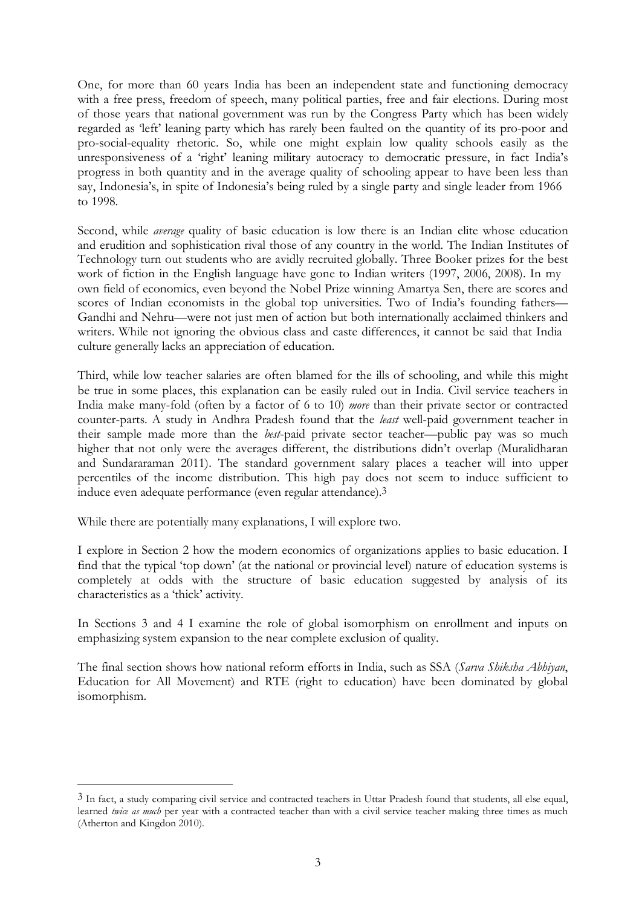One, for more than 60 years India has been an independent state and functioning democracy with a free press, freedom of speech, many political parties, free and fair elections. During most of those years that national government was run by the Congress Party which has been widely regarded as 'left' leaning party which has rarely been faulted on the quantity of its pro-poor and pro-social-equality rhetoric. So, while one might explain low quality schools easily as the unresponsiveness of a 'right' leaning military autocracy to democratic pressure, in fact India's progress in both quantity and in the average quality of schooling appear to have been less than say, Indonesia's, in spite of Indonesia's being ruled by a single party and single leader from 1966 to 1998.

Second, while *average* quality of basic education is low there is an Indian elite whose education and erudition and sophistication rival those of any country in the world. The Indian Institutes of Technology turn out students who are avidly recruited globally. Three Booker prizes for the best work of fiction in the English language have gone to Indian writers (1997, 2006, 2008). In my own field of economics, even beyond the Nobel Prize winning Amartya Sen, there are scores and scores of Indian economists in the global top universities. Two of India's founding fathers—Gandhi and Nehru—were not just men of action but both internationally acclaimed thinkers and writers. While not ignoring the obvious class and caste differences, it cannot be said that India culture generally lacks an appreciation of education.

Third, while low teacher salaries are often blamed for the ills of schooling, and while this might be true in some places, this explanation can be easily ruled out in India. Civil service teachers in India make many-fold (often by a factor of 6 to 10) *more* than their private sector or contracted counter-parts. A study in Andhra Pradesh found that the *least* well-paid government teacher in their sample made more than the *best*-paid private sector teacher—public pay was so much higher that not only were the averages different, the distributions didn't overlap (Muralidharan and Sundararaman 2011). The standard government salary places a teacher will into upper percentiles of the income distribution. This high pay does not seem to induce sufficient to induce even adequate performance (even regular attendance).[3]

While there are potentially many explanations, I will explore two.

I explore in Section 2 how the modern economics of organizations applies to basic education. I find that the typical 'top down' (at the national or provincial level) nature of education systems is completely at odds with the structure of basic education suggested by analysis of its characteristics as a 'thick' activity.

In Sections 3 and 4 I examine the role of global isomorphism on enrollment and inputs on emphasizing system expansion to the near complete exclusion of quality.

The final section shows how national reform efforts in India, such as SSA (*Sarva Shiksha Abhiyan*, Education for All Movement) and RTE (right to education) have been dominated by global isomorphism.

---

[3] In fact, a study comparing civil service and contracted teachers in Uttar Pradesh found that students, all else equal, learned *twice as much* per year with a contracted teacher than with a civil service teacher making three times as much (Atherton and Kingdon 2010).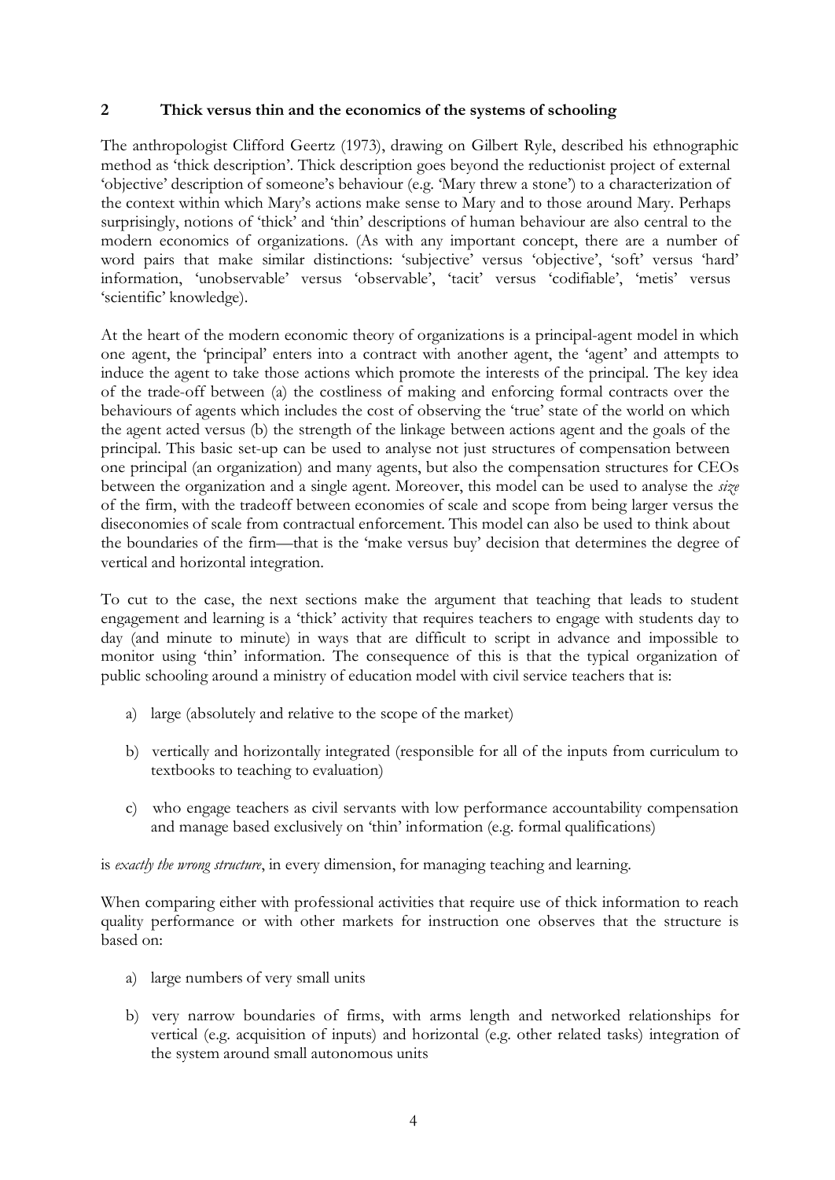## 2 Thick versus thin and the economics of the systems of schooling

The anthropologist Clifford Geertz (1973), drawing on Gilbert Ryle, described his ethnographic method as 'thick description'. Thick description goes beyond the reductionist project of external 'objective' description of someone's behaviour (e.g. 'Mary threw a stone') to a characterization of the context within which Mary's actions make sense to Mary and to those around Mary. Perhaps surprisingly, notions of 'thick' and 'thin' descriptions of human behaviour are also central to the modern economics of organizations. (As with any important concept, there are a number of word pairs that make similar distinctions: 'subjective' versus 'objective', 'soft' versus 'hard' information, 'unobservable' versus 'observable', 'tacit' versus 'codifiable', 'metis' versus 'scientific' knowledge).

At the heart of the modern economic theory of organizations is a principal-agent model in which one agent, the 'principal' enters into a contract with another agent, the 'agent' and attempts to induce the agent to take those actions which promote the interests of the principal. The key idea of the trade-off between (a) the costliness of making and enforcing formal contracts over the behaviours of agents which includes the cost of observing the 'true' state of the world on which the agent acted versus (b) the strength of the linkage between actions agent and the goals of the principal. This basic set-up can be used to analyse not just structures of compensation between one principal (an organization) and many agents, but also the compensation structures for CEOs between the organization and a single agent. Moreover, this model can be used to analyse the *size* of the firm, with the tradeoff between economies of scale and scope from being larger versus the diseconomies of scale from contractual enforcement. This model can also be used to think about the boundaries of the firm—that is the 'make versus buy' decision that determines the degree of vertical and horizontal integration.

To cut to the case, the next sections make the argument that teaching that leads to student engagement and learning is a 'thick' activity that requires teachers to engage with students day to day (and minute to minute) in ways that are difficult to script in advance and impossible to monitor using 'thin' information. The consequence of this is that the typical organization of public schooling around a ministry of education model with civil service teachers that is:

a) large (absolutely and relative to the scope of the market)

b) vertically and horizontally integrated (responsible for all of the inputs from curriculum to textbooks to teaching to evaluation)

c) who engage teachers as civil servants with low performance accountability compensation and manage based exclusively on 'thin' information (e.g. formal qualifications)

is *exactly the wrong structure*, in every dimension, for managing teaching and learning.

When comparing either with professional activities that require use of thick information to reach quality performance or with other markets for instruction one observes that the structure is based on:

a) large numbers of very small units

b) very narrow boundaries of firms, with arms length and networked relationships for vertical (e.g. acquisition of inputs) and horizontal (e.g. other related tasks) integration of the system around small autonomous units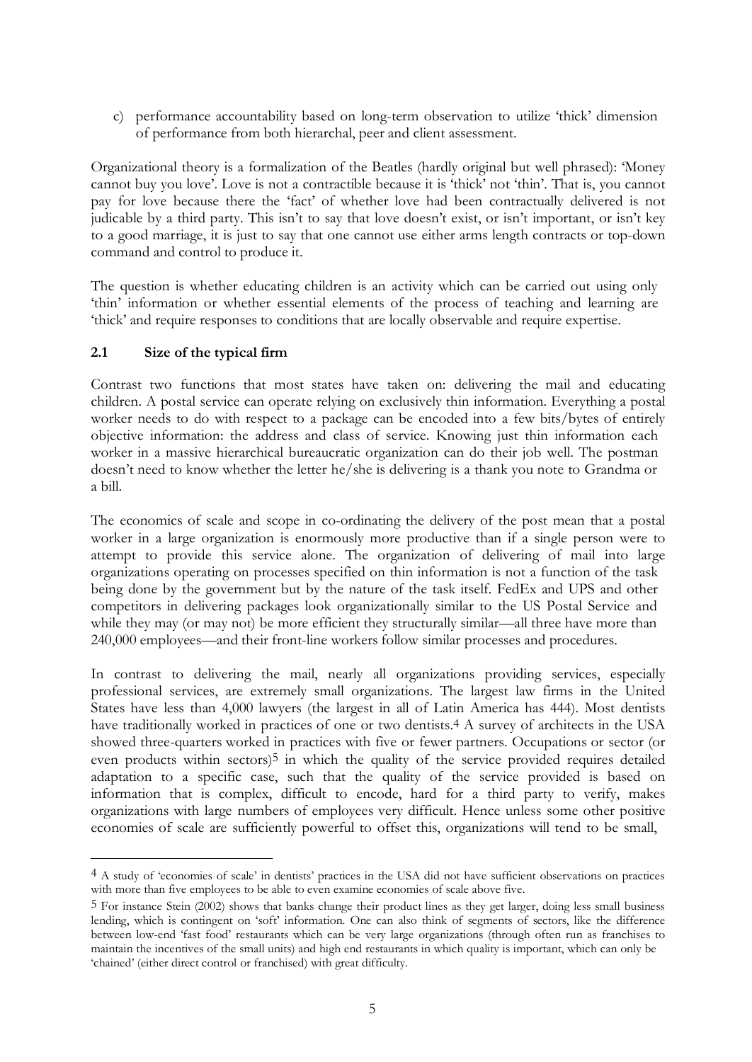c) performance accountability based on long-term observation to utilize 'thick' dimension of performance from both hierarchal, peer and client assessment.

Organizational theory is a formalization of the Beatles (hardly original but well phrased): 'Money cannot buy you love'. Love is not a contractible because it is 'thick' not 'thin'. That is, you cannot pay for love because there the 'fact' of whether love had been contractually delivered is not judicable by a third party. This isn't to say that love doesn't exist, or isn't important, or isn't key to a good marriage, it is just to say that one cannot use either arms length contracts or top-down command and control to produce it.

The question is whether educating children is an activity which can be carried out using only 'thin' information or whether essential elements of the process of teaching and learning are 'thick' and require responses to conditions that are locally observable and require expertise.

### 2.1 Size of the typical firm

Contrast two functions that most states have taken on: delivering the mail and educating children. A postal service can operate relying on exclusively thin information. Everything a postal worker needs to do with respect to a package can be encoded into a few bits/bytes of entirely objective information: the address and class of service. Knowing just thin information each worker in a massive hierarchical bureaucratic organization can do their job well. The postman doesn't need to know whether the letter he/she is delivering is a thank you note to Grandma or a bill.

The economics of scale and scope in co-ordinating the delivery of the post mean that a postal worker in a large organization is enormously more productive than if a single person were to attempt to provide this service alone. The organization of delivering of mail into large organizations operating on processes specified on thin information is not a function of the task being done by the government but by the nature of the task itself. FedEx and UPS and other competitors in delivering packages look organizationally similar to the US Postal Service and while they may (or may not) be more efficient they structurally similar—all three have more than 240,000 employees—and their front-line workers follow similar processes and procedures.

In contrast to delivering the mail, nearly all organizations providing services, especially professional services, are extremely small organizations. The largest law firms in the United States have less than 4,000 lawyers (the largest in all of Latin America has 444). Most dentists have traditionally worked in practices of one or two dentists.[4] A survey of architects in the USA showed three-quarters worked in practices with five or fewer partners. Occupations or sector (or even products within sectors)[5] in which the quality of the service provided requires detailed adaptation to a specific case, such that the quality of the service provided is based on information that is complex, difficult to encode, hard for a third party to verify, makes organizations with large numbers of employees very difficult. Hence unless some other positive economies of scale are sufficiently powerful to offset this, organizations will tend to be small,

[4] A study of 'economies of scale' in dentists' practices in the USA did not have sufficient observations on practices with more than five employees to be able to even examine economies of scale above five.

[5] For instance Stein (2002) shows that banks change their product lines as they get larger, doing less small business lending, which is contingent on 'soft' information. One can also think of segments of sectors, like the difference between low-end 'fast food' restaurants which can be very large organizations (through often run as franchises to maintain the incentives of the small units) and high end restaurants in which quality is important, which can only be 'chained' (either direct control or franchised) with great difficulty.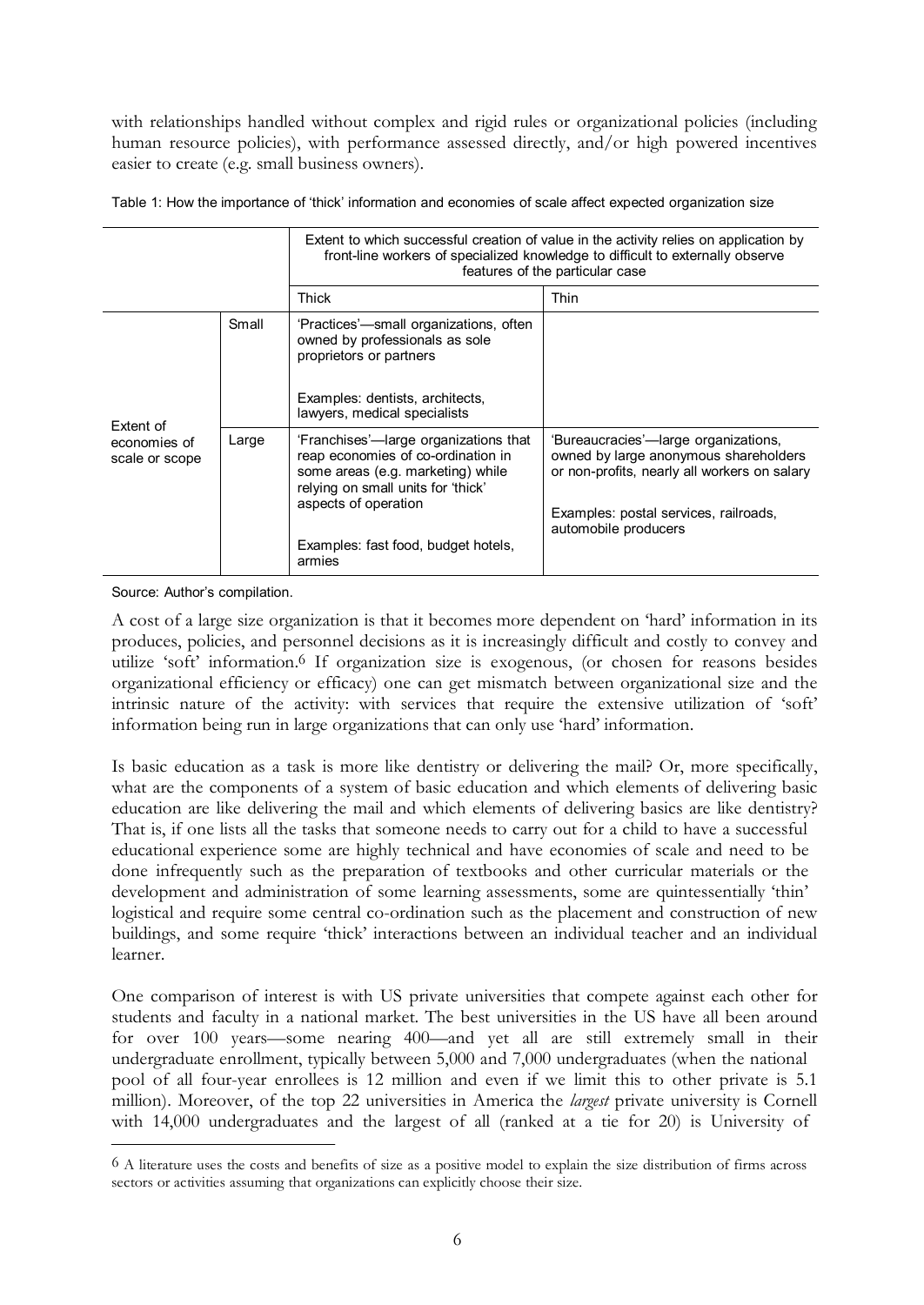with relationships handled without complex and rigid rules or organizational policies (including human resource policies), with performance assessed directly, and/or high powered incentives easier to create (e.g. small business owners).

Table 1: How the importance of 'thick' information and economies of scale affect expected organization size

| | | Extent to which successful creation of value in the activity relies on application by front-line workers of specialized knowledge to difficult to externally observe features of the particular case | |
|---|---|---|---|
| | | Thick | Thin |
| Extent of economies of scale or scope | Small | 'Practices'—small organizations, often owned by professionals as sole proprietors or partners<br><br>Examples: dentists, architects, lawyers, medical specialists | |
| | Large | 'Franchises'—large organizations that reap economies of co-ordination in some areas (e.g. marketing) while relying on small units for 'thick' aspects of operation<br><br>Examples: fast food, budget hotels, armies | 'Bureaucracies'—large organizations, owned by large anonymous shareholders or non-profits, nearly all workers on salary<br><br>Examples: postal services, railroads, automobile producers |

Source: Author's compilation.

A cost of a large size organization is that it becomes more dependent on 'hard' information in its produces, policies, and personnel decisions as it is increasingly difficult and costly to convey and utilize 'soft' information.[6] If organization size is exogenous, (or chosen for reasons besides organizational efficiency or efficacy) one can get mismatch between organizational size and the intrinsic nature of the activity: with services that require the extensive utilization of 'soft' information being run in large organizations that can only use 'hard' information.

Is basic education as a task is more like dentistry or delivering the mail? Or, more specifically, what are the components of a system of basic education and which elements of delivering basic education are like delivering the mail and which elements of delivering basics are like dentistry? That is, if one lists all the tasks that someone needs to carry out for a child to have a successful educational experience some are highly technical and have economies of scale and need to be done infrequently such as the preparation of textbooks and other curricular materials or the development and administration of some learning assessments, some are quintessentially 'thin' logistical and require some central co-ordination such as the placement and construction of new buildings, and some require 'thick' interactions between an individual teacher and an individual learner.

One comparison of interest is with US private universities that compete against each other for students and faculty in a national market. The best universities in the US have all been around for over 100 years—some nearing 400—and yet all are still extremely small in their undergraduate enrollment, typically between 5,000 and 7,000 undergraduates (when the national pool of all four-year enrollees is 12 million and even if we limit this to other private is 5.1 million). Moreover, of the top 22 universities in America the *largest* private university is Cornell with 14,000 undergraduates and the largest of all (ranked at a tie for 20) is University of

[6] A literature uses the costs and benefits of size as a positive model to explain the size distribution of firms across sectors or activities assuming that organizations can explicitly choose their size.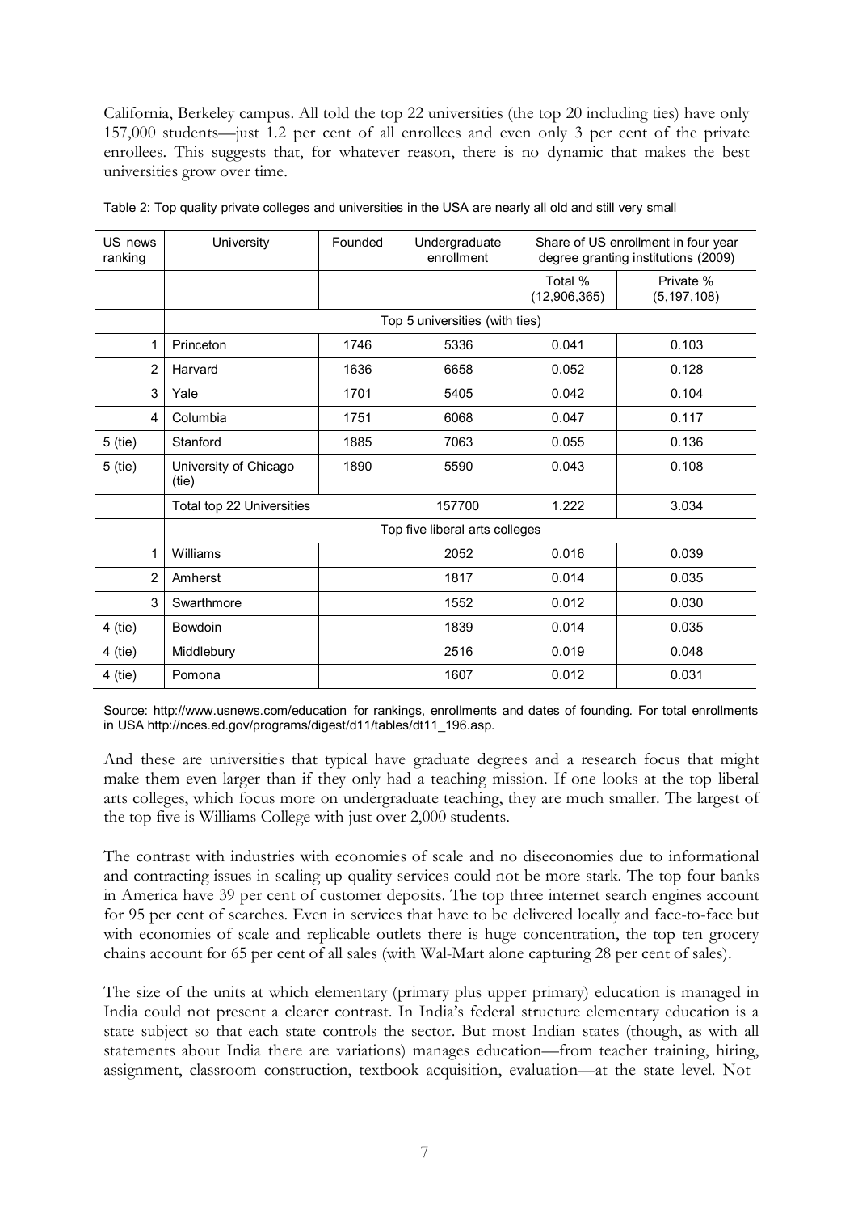California, Berkeley campus. All told the top 22 universities (the top 20 including ties) have only 157,000 students—just 1.2 per cent of all enrollees and even only 3 per cent of the private enrollees. This suggests that, for whatever reason, there is no dynamic that makes the best universities grow over time.

Table 2: Top quality private colleges and universities in the USA are nearly all old and still very small

| US news ranking | University | Founded | Undergraduate enrollment | Share of US enrollment in four year degree granting institutions (2009) | |
|---|---|---|---|---|---|
| | | | | Total % (12,906,365) | Private % (5,197,108) |
| | Top 5 universities (with ties) | | | | |
| 1 | Princeton | 1746 | 5336 | 0.041 | 0.103 |
| 2 | Harvard | 1636 | 6658 | 0.052 | 0.128 |
| 3 | Yale | 1701 | 5405 | 0.042 | 0.104 |
| 4 | Columbia | 1751 | 6068 | 0.047 | 0.117 |
| 5 (tie) | Stanford | 1885 | 7063 | 0.055 | 0.136 |
| 5 (tie) | University of Chicago (tie) | 1890 | 5590 | 0.043 | 0.108 |
| | Total top 22 Universities | | 157700 | 1.222 | 3.034 |
| | Top five liberal arts colleges | | | | |
| 1 | Williams | | 2052 | 0.016 | 0.039 |
| 2 | Amherst | | 1817 | 0.014 | 0.035 |
| 3 | Swarthmore | | 1552 | 0.012 | 0.030 |
| 4 (tie) | Bowdoin | | 1839 | 0.014 | 0.035 |
| 4 (tie) | Middlebury | | 2516 | 0.019 | 0.048 |
| 4 (tie) | Pomona | | 1607 | 0.012 | 0.031 |

Source: http://www.usnews.com/education for rankings, enrollments and dates of founding. For total enrollments in USA http://nces.ed.gov/programs/digest/d11/tables/dt11_196.asp.

And these are universities that typical have graduate degrees and a research focus that might make them even larger than if they only had a teaching mission. If one looks at the top liberal arts colleges, which focus more on undergraduate teaching, they are much smaller. The largest of the top five is Williams College with just over 2,000 students.

The contrast with industries with economies of scale and no diseconomies due to informational and contracting issues in scaling up quality services could not be more stark. The top four banks in America have 39 per cent of customer deposits. The top three internet search engines account for 95 per cent of searches. Even in services that have to be delivered locally and face-to-face but with economies of scale and replicable outlets there is huge concentration, the top ten grocery chains account for 65 per cent of all sales (with Wal-Mart alone capturing 28 per cent of sales).

The size of the units at which elementary (primary plus upper primary) education is managed in India could not present a clearer contrast. In India's federal structure elementary education is a state subject so that each state controls the sector. But most Indian states (though, as with all statements about India there are variations) manages education—from teacher training, hiring, assignment, classroom construction, textbook acquisition, evaluation—at the state level. Not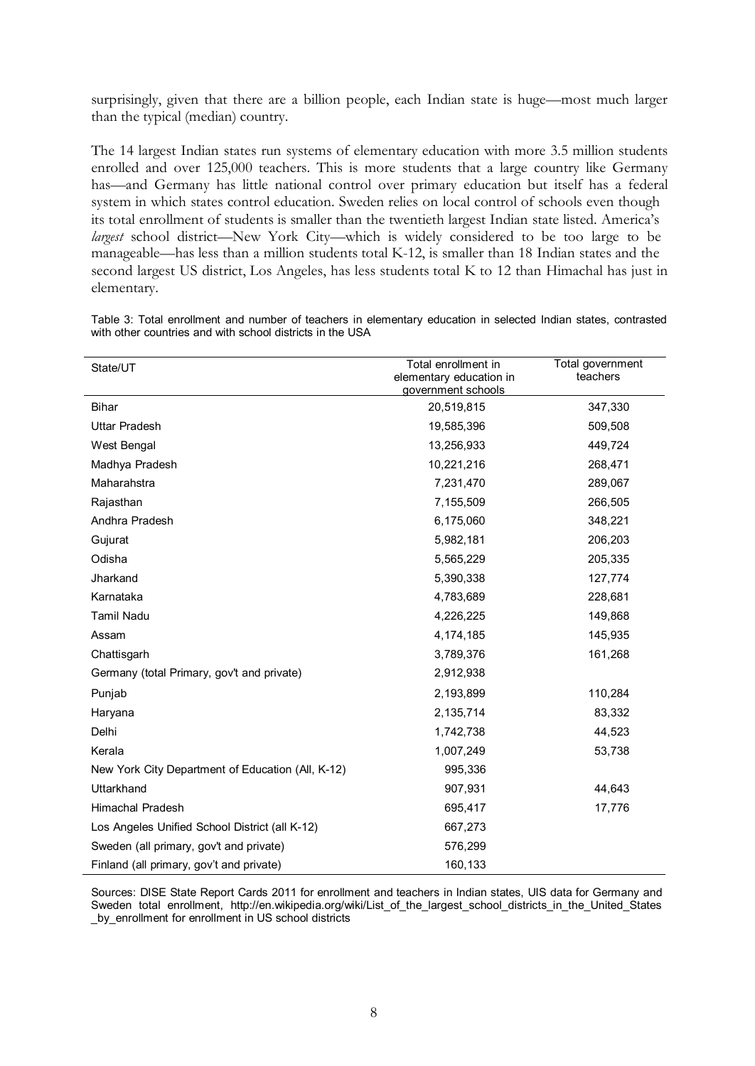surprisingly, given that there are a billion people, each Indian state is huge—most much larger than the typical (median) country.

The 14 largest Indian states run systems of elementary education with more 3.5 million students enrolled and over 125,000 teachers. This is more students that a large country like Germany has—and Germany has little national control over primary education but itself has a federal system in which states control education. Sweden relies on local control of schools even though its total enrollment of students is smaller than the twentieth largest Indian state listed. America's *largest* school district—New York City—which is widely considered to be too large to be manageable—has less than a million students total K-12, is smaller than 18 Indian states and the second largest US district, Los Angeles, has less students total K to 12 than Himachal has just in elementary.

Table 3: Total enrollment and number of teachers in elementary education in selected Indian states, contrasted with other countries and with school districts in the USA

| State/UT | Total enrollment in elementary education in government schools | Total government teachers |
|---|---|---|
| Bihar | 20,519,815 | 347,330 |
| Uttar Pradesh | 19,585,396 | 509,508 |
| West Bengal | 13,256,933 | 449,724 |
| Madhya Pradesh | 10,221,216 | 268,471 |
| Maharahstra | 7,231,470 | 289,067 |
| Rajasthan | 7,155,509 | 266,505 |
| Andhra Pradesh | 6,175,060 | 348,221 |
| Gujurat | 5,982,181 | 206,203 |
| Odisha | 5,565,229 | 205,335 |
| Jharkand | 5,390,338 | 127,774 |
| Karnataka | 4,783,689 | 228,681 |
| Tamil Nadu | 4,226,225 | 149,868 |
| Assam | 4,174,185 | 145,935 |
| Chattisgarh | 3,789,376 | 161,268 |
| Germany (total Primary, gov't and private) | 2,912,938 | |
| Punjab | 2,193,899 | 110,284 |
| Haryana | 2,135,714 | 83,332 |
| Delhi | 1,742,738 | 44,523 |
| Kerala | 1,007,249 | 53,738 |
| New York City Department of Education (All, K-12) | 995,336 | |
| Uttarkhand | 907,931 | 44,643 |
| Himachal Pradesh | 695,417 | 17,776 |
| Los Angeles Unified School District (all K-12) | 667,273 | |
| Sweden (all primary, gov't and private) | 576,299 | |
| Finland (all primary, gov't and private) | 160,133 | |

Sources: DISE State Report Cards 2011 for enrollment and teachers in Indian states, UIS data for Germany and Sweden total enrollment, http://en.wikipedia.org/wiki/List_of_the_largest_school_districts_in_the_United_States_by_enrollment for enrollment in US school districts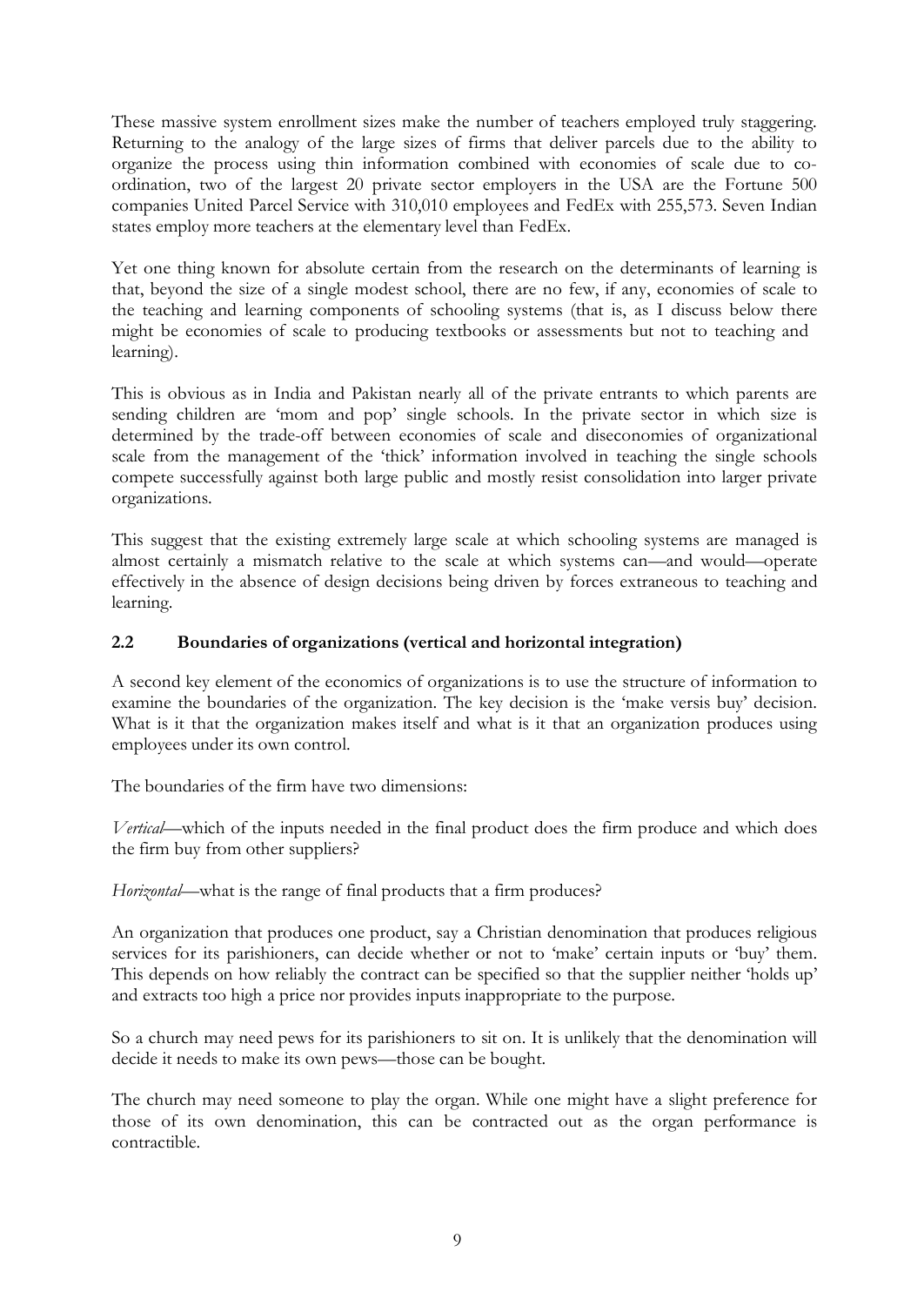These massive system enrollment sizes make the number of teachers employed truly staggering. Returning to the analogy of the large sizes of firms that deliver parcels due to the ability to organize the process using thin information combined with economies of scale due to co-ordination, two of the largest 20 private sector employers in the USA are the Fortune 500 companies United Parcel Service with 310,010 employees and FedEx with 255,573. Seven Indian states employ more teachers at the elementary level than FedEx.

Yet one thing known for absolute certain from the research on the determinants of learning is that, beyond the size of a single modest school, there are no few, if any, economies of scale to the teaching and learning components of schooling systems (that is, as I discuss below there might be economies of scale to producing textbooks or assessments but not to teaching and learning).

This is obvious as in India and Pakistan nearly all of the private entrants to which parents are sending children are 'mom and pop' single schools. In the private sector in which size is determined by the trade-off between economies of scale and diseconomies of organizational scale from the management of the 'thick' information involved in teaching the single schools compete successfully against both large public and mostly resist consolidation into larger private organizations.

This suggest that the existing extremely large scale at which schooling systems are managed is almost certainly a mismatch relative to the scale at which systems can—and would—operate effectively in the absence of design decisions being driven by forces extraneous to teaching and learning.

## 2.2 Boundaries of organizations (vertical and horizontal integration)

A second key element of the economics of organizations is to use the structure of information to examine the boundaries of the organization. The key decision is the 'make versis buy' decision. What is it that the organization makes itself and what is it that an organization produces using employees under its own control.

The boundaries of the firm have two dimensions:

*Vertical*—which of the inputs needed in the final product does the firm produce and which does the firm buy from other suppliers?

*Horizontal*—what is the range of final products that a firm produces?

An organization that produces one product, say a Christian denomination that produces religious services for its parishioners, can decide whether or not to 'make' certain inputs or 'buy' them. This depends on how reliably the contract can be specified so that the supplier neither 'holds up' and extracts too high a price nor provides inputs inappropriate to the purpose.

So a church may need pews for its parishioners to sit on. It is unlikely that the denomination will decide it needs to make its own pews—those can be bought.

The church may need someone to play the organ. While one might have a slight preference for those of its own denomination, this can be contracted out as the organ performance is contractible.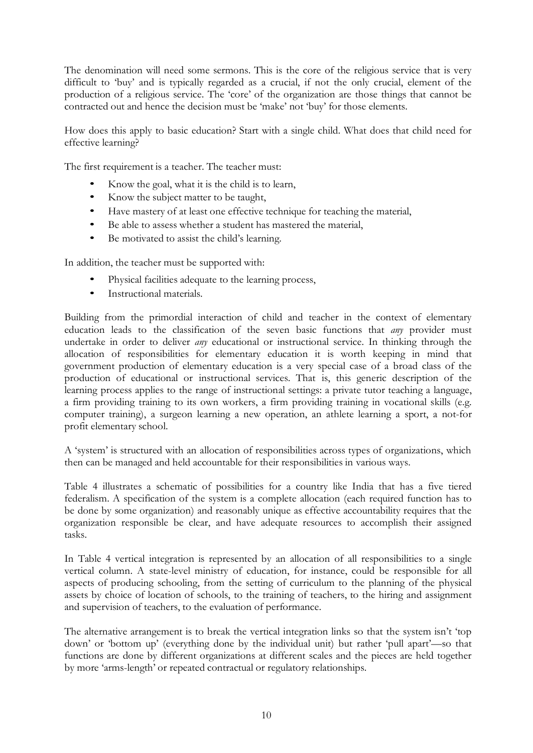The denomination will need some sermons. This is the core of the religious service that is very difficult to 'buy' and is typically regarded as a crucial, if not the only crucial, element of the production of a religious service. The 'core' of the organization are those things that cannot be contracted out and hence the decision must be 'make' not 'buy' for those elements.

How does this apply to basic education? Start with a single child. What does that child need for effective learning?

The first requirement is a teacher. The teacher must:

- Know the goal, what it is the child is to learn,
- Know the subject matter to be taught,
- Have mastery of at least one effective technique for teaching the material,
- Be able to assess whether a student has mastered the material,
- Be motivated to assist the child's learning.

In addition, the teacher must be supported with:

- Physical facilities adequate to the learning process,
- Instructional materials.

Building from the primordial interaction of child and teacher in the context of elementary education leads to the classification of the seven basic functions that *any* provider must undertake in order to deliver *any* educational or instructional service. In thinking through the allocation of responsibilities for elementary education it is worth keeping in mind that government production of elementary education is a very special case of a broad class of the production of educational or instructional services. That is, this generic description of the learning process applies to the range of instructional settings: a private tutor teaching a language, a firm providing training to its own workers, a firm providing training in vocational skills (e.g. computer training), a surgeon learning a new operation, an athlete learning a sport, a not-for profit elementary school.

A 'system' is structured with an allocation of responsibilities across types of organizations, which then can be managed and held accountable for their responsibilities in various ways.

Table 4 illustrates a schematic of possibilities for a country like India that has a five tiered federalism. A specification of the system is a complete allocation (each required function has to be done by some organization) and reasonably unique as effective accountability requires that the organization responsible be clear, and have adequate resources to accomplish their assigned tasks.

In Table 4 vertical integration is represented by an allocation of all responsibilities to a single vertical column. A state-level ministry of education, for instance, could be responsible for all aspects of producing schooling, from the setting of curriculum to the planning of the physical assets by choice of location of schools, to the training of teachers, to the hiring and assignment and supervision of teachers, to the evaluation of performance.

The alternative arrangement is to break the vertical integration links so that the system isn't 'top down' or 'bottom up' (everything done by the individual unit) but rather 'pull apart'—so that functions are done by different organizations at different scales and the pieces are held together by more 'arms-length' or repeated contractual or regulatory relationships.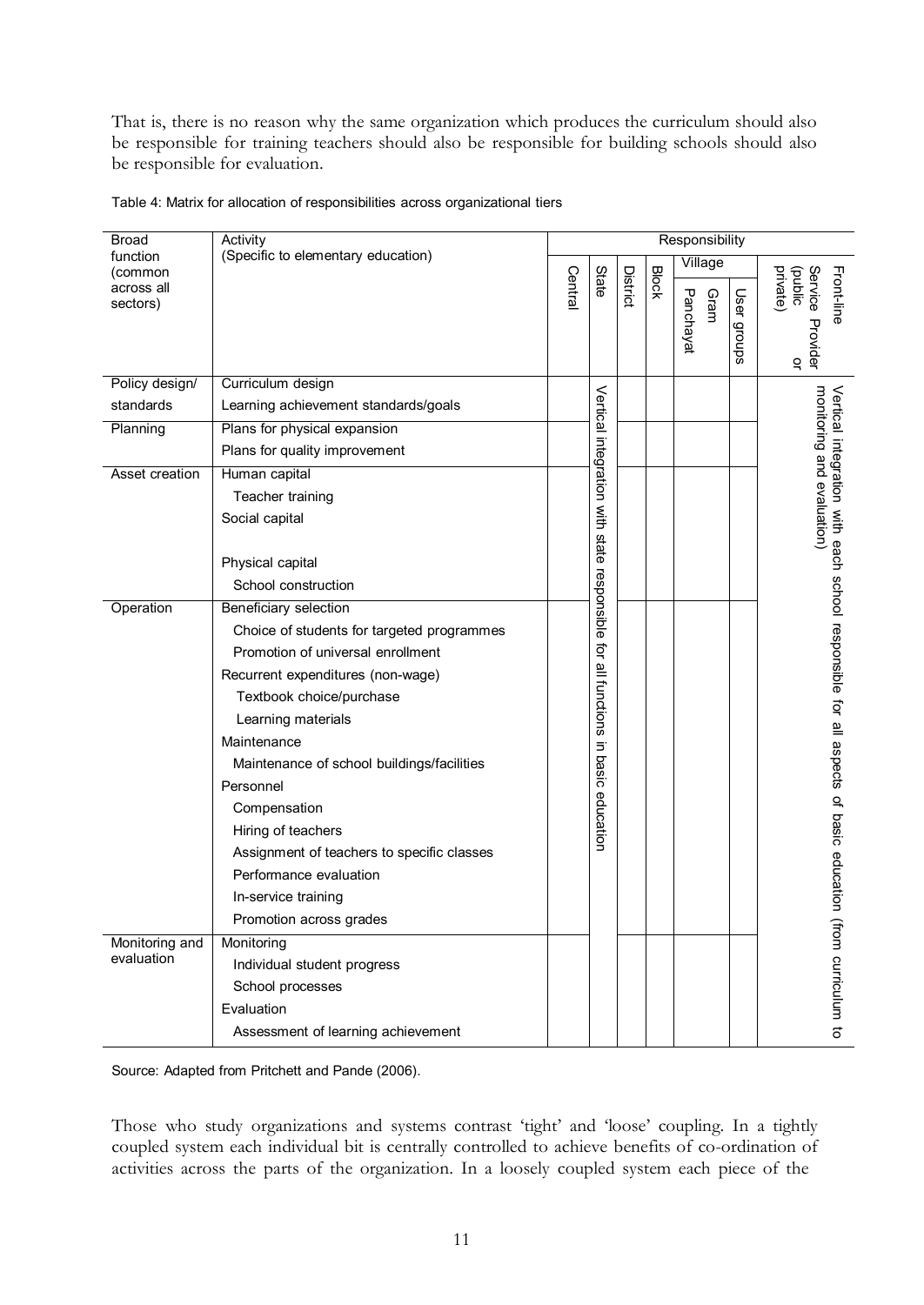That is, there is no reason why the same organization which produces the curriculum should also be responsible for training teachers should also be responsible for building schools should also be responsible for evaluation.

Table 4: Matrix for allocation of responsibilities across organizational tiers

| Broad function (common across all sectors) | Activity (Specific to elementary education) | Responsibility | | | | | | |
|---|---|---|---|---|---|---|---|---|
| | | Central | State | District | Block | Village | | Front-line Service Provider (public or private) |
| | | | | | | Gram Panchayat | User groups | |
| Policy design/ standards | Curriculum design | | Vertical integration with state responsible for all functions in basic education | | | | | Vertical integration with each school responsible for all aspects of basic education (from curriculum to monitoring and evaluation) |
| | Learning achievement standards/goals | | | | | | | |
| Planning | Plans for physical expansion | | | | | | | |
| | Plans for quality improvement | | | | | | | |
| Asset creation | Human capital | | | | | | | |
| | Teacher training | | | | | | | |
| | Social capital | | | | | | | |
| | Physical capital | | | | | | | |
| | School construction | | | | | | | |
| Operation | Beneficiary selection | | | | | | | |
| | Choice of students for targeted programmes | | | | | | | |
| | Promotion of universal enrollment | | | | | | | |
| | Recurrent expenditures (non-wage) | | | | | | | |
| | Textbook choice/purchase | | | | | | | |
| | Learning materials | | | | | | | |
| | Maintenance | | | | | | | |
| | Maintenance of school buildings/facilities | | | | | | | |
| | Personnel | | | | | | | |
| | Compensation | | | | | | | |
| | Hiring of teachers | | | | | | | |
| | Assignment of teachers to specific classes | | | | | | | |
| | Performance evaluation | | | | | | | |
| | In-service training | | | | | | | |
| | Promotion across grades | | | | | | | |
| Monitoring and evaluation | Monitoring | | | | | | | |
| | Individual student progress | | | | | | | |
| | School processes | | | | | | | |
| | Evaluation | | | | | | | |
| | Assessment of learning achievement | | | | | | | |

Source: Adapted from Pritchett and Pande (2006).

Those who study organizations and systems contrast 'tight' and 'loose' coupling. In a tightly coupled system each individual bit is centrally controlled to achieve benefits of co-ordination of activities across the parts of the organization. In a loosely coupled system each piece of the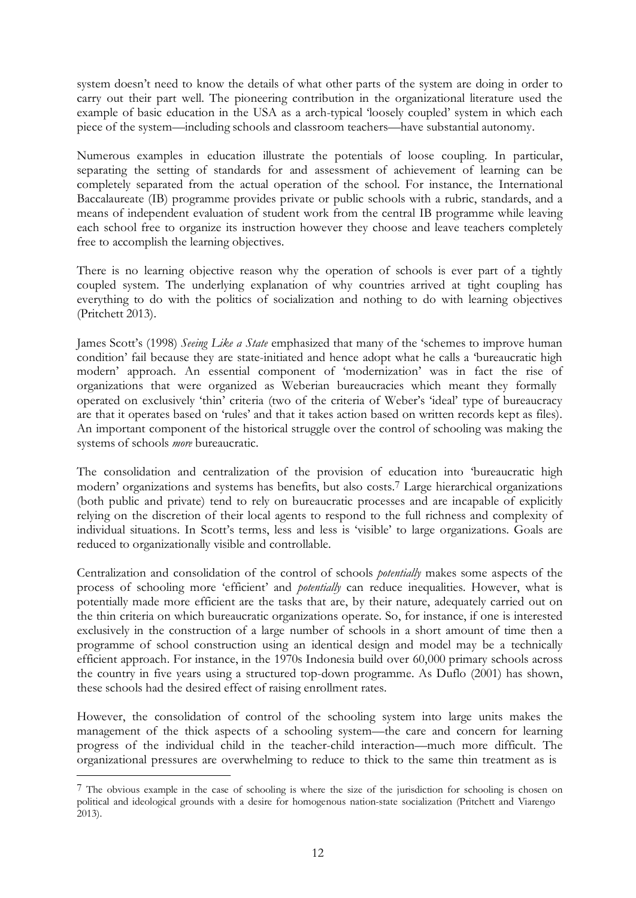system doesn't need to know the details of what other parts of the system are doing in order to carry out their part well. The pioneering contribution in the organizational literature used the example of basic education in the USA as a arch-typical 'loosely coupled' system in which each piece of the system—including schools and classroom teachers—have substantial autonomy.

Numerous examples in education illustrate the potentials of loose coupling. In particular, separating the setting of standards for and assessment of achievement of learning can be completely separated from the actual operation of the school. For instance, the International Baccalaureate (IB) programme provides private or public schools with a rubric, standards, and a means of independent evaluation of student work from the central IB programme while leaving each school free to organize its instruction however they choose and leave teachers completely free to accomplish the learning objectives.

There is no learning objective reason why the operation of schools is ever part of a tightly coupled system. The underlying explanation of why countries arrived at tight coupling has everything to do with the politics of socialization and nothing to do with learning objectives (Pritchett 2013).

James Scott's (1998) *Seeing Like a State* emphasized that many of the 'schemes to improve human condition' fail because they are state-initiated and hence adopt what he calls a 'bureaucratic high modern' approach. An essential component of 'modernization' was in fact the rise of organizations that were organized as Weberian bureaucracies which meant they formally operated on exclusively 'thin' criteria (two of the criteria of Weber's 'ideal' type of bureaucracy are that it operates based on 'rules' and that it takes action based on written records kept as files). An important component of the historical struggle over the control of schooling was making the systems of schools *more* bureaucratic.

The consolidation and centralization of the provision of education into 'bureaucratic high modern' organizations and systems has benefits, but also costs.[7] Large hierarchical organizations (both public and private) tend to rely on bureaucratic processes and are incapable of explicitly relying on the discretion of their local agents to respond to the full richness and complexity of individual situations. In Scott's terms, less and less is 'visible' to large organizations. Goals are reduced to organizationally visible and controllable.

Centralization and consolidation of the control of schools *potentially* makes some aspects of the process of schooling more 'efficient' and *potentially* can reduce inequalities. However, what is potentially made more efficient are the tasks that are, by their nature, adequately carried out on the thin criteria on which bureaucratic organizations operate. So, for instance, if one is interested exclusively in the construction of a large number of schools in a short amount of time then a programme of school construction using an identical design and model may be a technically efficient approach. For instance, in the 1970s Indonesia build over 60,000 primary schools across the country in five years using a structured top-down programme. As Duflo (2001) has shown, these schools had the desired effect of raising enrollment rates.

However, the consolidation of control of the schooling system into large units makes the management of the thick aspects of a schooling system—the care and concern for learning progress of the individual child in the teacher-child interaction—much more difficult. The organizational pressures are overwhelming to reduce to thick to the same thin treatment as is

[7] The obvious example in the case of schooling is where the size of the jurisdiction for schooling is chosen on political and ideological grounds with a desire for homogenous nation-state socialization (Pritchett and Viarengo 2013).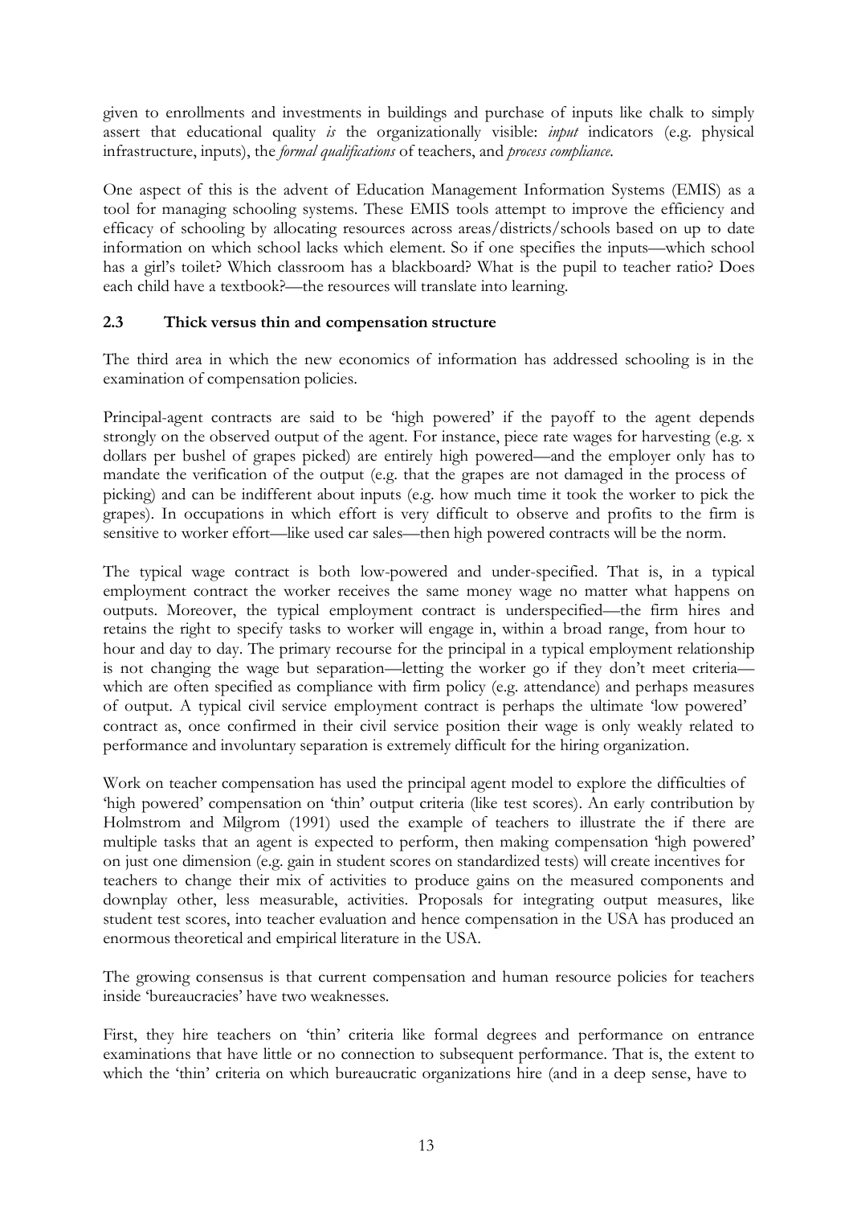given to enrollments and investments in buildings and purchase of inputs like chalk to simply assert that educational quality *is* the organizationally visible: *input* indicators (e.g. physical infrastructure, inputs), the *formal qualifications* of teachers, and *process compliance*.

One aspect of this is the advent of Education Management Information Systems (EMIS) as a tool for managing schooling systems. These EMIS tools attempt to improve the efficiency and efficacy of schooling by allocating resources across areas/districts/schools based on up to date information on which school lacks which element. So if one specifies the inputs—which school has a girl's toilet? Which classroom has a blackboard? What is the pupil to teacher ratio? Does each child have a textbook?—the resources will translate into learning.

### 2.3 Thick versus thin and compensation structure

The third area in which the new economics of information has addressed schooling is in the examination of compensation policies.

Principal-agent contracts are said to be 'high powered' if the payoff to the agent depends strongly on the observed output of the agent. For instance, piece rate wages for harvesting (e.g. x dollars per bushel of grapes picked) are entirely high powered—and the employer only has to mandate the verification of the output (e.g. that the grapes are not damaged in the process of picking) and can be indifferent about inputs (e.g. how much time it took the worker to pick the grapes). In occupations in which effort is very difficult to observe and profits to the firm is sensitive to worker effort—like used car sales—then high powered contracts will be the norm.

The typical wage contract is both low-powered and under-specified. That is, in a typical employment contract the worker receives the same money wage no matter what happens on outputs. Moreover, the typical employment contract is underspecified—the firm hires and retains the right to specify tasks to worker will engage in, within a broad range, from hour to hour and day to day. The primary recourse for the principal in a typical employment relationship is not changing the wage but separation—letting the worker go if they don't meet criteria—which are often specified as compliance with firm policy (e.g. attendance) and perhaps measures of output. A typical civil service employment contract is perhaps the ultimate 'low powered' contract as, once confirmed in their civil service position their wage is only weakly related to performance and involuntary separation is extremely difficult for the hiring organization.

Work on teacher compensation has used the principal agent model to explore the difficulties of 'high powered' compensation on 'thin' output criteria (like test scores). An early contribution by Holmstrom and Milgrom (1991) used the example of teachers to illustrate the if there are multiple tasks that an agent is expected to perform, then making compensation 'high powered' on just one dimension (e.g. gain in student scores on standardized tests) will create incentives for teachers to change their mix of activities to produce gains on the measured components and downplay other, less measurable, activities. Proposals for integrating output measures, like student test scores, into teacher evaluation and hence compensation in the USA has produced an enormous theoretical and empirical literature in the USA.

The growing consensus is that current compensation and human resource policies for teachers inside 'bureaucracies' have two weaknesses.

First, they hire teachers on 'thin' criteria like formal degrees and performance on entrance examinations that have little or no connection to subsequent performance. That is, the extent to which the 'thin' criteria on which bureaucratic organizations hire (and in a deep sense, have to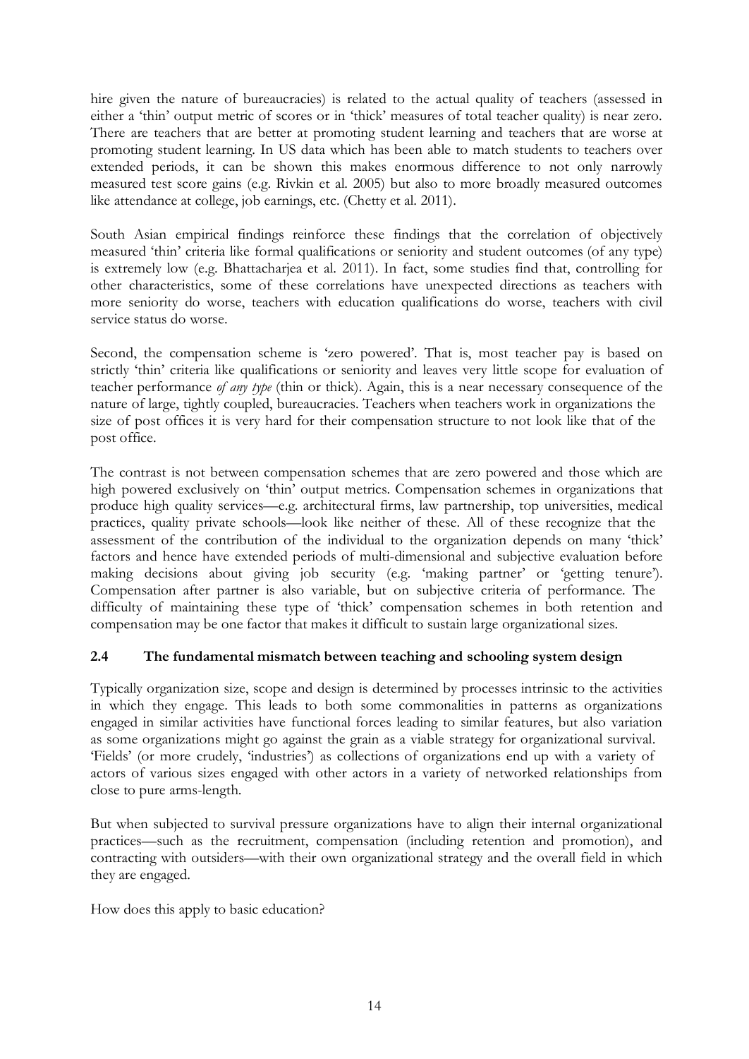hire given the nature of bureaucracies) is related to the actual quality of teachers (assessed in either a 'thin' output metric of scores or in 'thick' measures of total teacher quality) is near zero. There are teachers that are better at promoting student learning and teachers that are worse at promoting student learning. In US data which has been able to match students to teachers over extended periods, it can be shown this makes enormous difference to not only narrowly measured test score gains (e.g. Rivkin et al. 2005) but also to more broadly measured outcomes like attendance at college, job earnings, etc. (Chetty et al. 2011).

South Asian empirical findings reinforce these findings that the correlation of objectively measured 'thin' criteria like formal qualifications or seniority and student outcomes (of any type) is extremely low (e.g. Bhattacharjea et al. 2011). In fact, some studies find that, controlling for other characteristics, some of these correlations have unexpected directions as teachers with more seniority do worse, teachers with education qualifications do worse, teachers with civil service status do worse.

Second, the compensation scheme is 'zero powered'. That is, most teacher pay is based on strictly 'thin' criteria like qualifications or seniority and leaves very little scope for evaluation of teacher performance *of any type* (thin or thick). Again, this is a near necessary consequence of the nature of large, tightly coupled, bureaucracies. Teachers when teachers work in organizations the size of post offices it is very hard for their compensation structure to not look like that of the post office.

The contrast is not between compensation schemes that are zero powered and those which are high powered exclusively on 'thin' output metrics. Compensation schemes in organizations that produce high quality services—e.g. architectural firms, law partnership, top universities, medical practices, quality private schools—look like neither of these. All of these recognize that the assessment of the contribution of the individual to the organization depends on many 'thick' factors and hence have extended periods of multi-dimensional and subjective evaluation before making decisions about giving job security (e.g. 'making partner' or 'getting tenure'). Compensation after partner is also variable, but on subjective criteria of performance. The difficulty of maintaining these type of 'thick' compensation schemes in both retention and compensation may be one factor that makes it difficult to sustain large organizational sizes.

### 2.4 The fundamental mismatch between teaching and schooling system design

Typically organization size, scope and design is determined by processes intrinsic to the activities in which they engage. This leads to both some commonalities in patterns as organizations engaged in similar activities have functional forces leading to similar features, but also variation as some organizations might go against the grain as a viable strategy for organizational survival. 'Fields' (or more crudely, 'industries') as collections of organizations end up with a variety of actors of various sizes engaged with other actors in a variety of networked relationships from close to pure arms-length.

But when subjected to survival pressure organizations have to align their internal organizational practices—such as the recruitment, compensation (including retention and promotion), and contracting with outsiders—with their own organizational strategy and the overall field in which they are engaged.

How does this apply to basic education?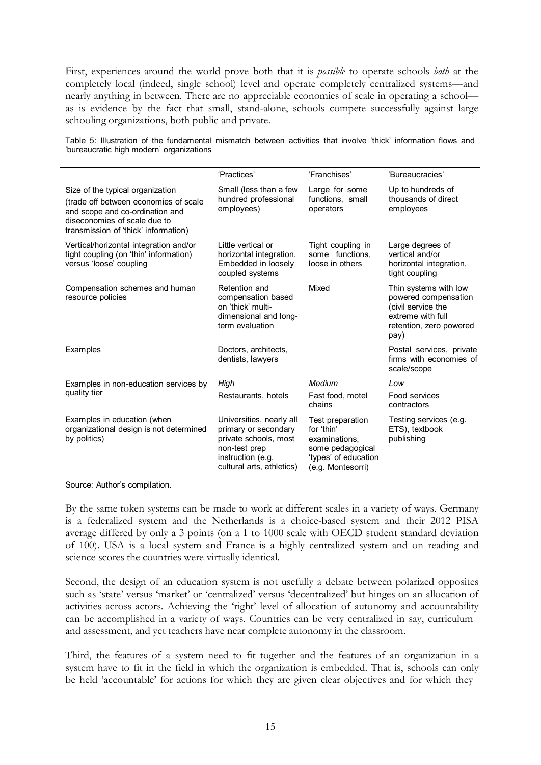First, experiences around the world prove both that it is *possible* to operate schools *both* at the completely local (indeed, single school) level and operate completely centralized systems—and nearly anything in between. There are no appreciable economies of scale in operating a school—as is evidence by the fact that small, stand-alone, schools compete successfully against large schooling organizations, both public and private.

Table 5: Illustration of the fundamental mismatch between activities that involve 'thick' information flows and 'bureaucratic high modern' organizations

| | 'Practices' | 'Franchises' | 'Bureaucracies' |
|---|---|---|---|
| Size of the typical organization (trade off between economies of scale and scope and co-ordination and diseconomies of scale due to transmission of 'thick' information) | Small (less than a few hundred professional employees) | Large for some functions, small operators | Up to hundreds of thousands of direct employees |
| Vertical/horizontal integration and/or tight coupling (on 'thin' information) versus 'loose' coupling | Little vertical or horizontal integration. Embedded in loosely coupled systems | Tight coupling in some functions, loose in others | Large degrees of vertical and/or horizontal integration, tight coupling |
| Compensation schemes and human resource policies | Retention and compensation based on 'thick' multi-dimensional and long-term evaluation | Mixed | Thin systems with low powered compensation (civil service the extreme with full retention, zero powered pay) |
| Examples | Doctors, architects, dentists, lawyers | | Postal services, private firms with economies of scale/scope |
| Examples in non-education services by quality tier | *High* Restaurants, hotels | *Medium* Fast food, motel chains | *Low* Food services contractors |
| Examples in education (when organizational design is not determined by politics) | Universities, nearly all primary or secondary private schools, most non-test prep instruction (e.g. cultural arts, athletics) | Test preparation for 'thin' examinations, some pedagogical 'types' of education (e.g. Montesorri) | Testing services (e.g. ETS), textbook publishing |

Source: Author's compilation.

By the same token systems can be made to work at different scales in a variety of ways. Germany is a federalized system and the Netherlands is a choice-based system and their 2012 PISA average differed by only a 3 points (on a 1 to 1000 scale with OECD student standard deviation of 100). USA is a local system and France is a highly centralized system and on reading and science scores the countries were virtually identical.

Second, the design of an education system is not usefully a debate between polarized opposites such as 'state' versus 'market' or 'centralized' versus 'decentralized' but hinges on an allocation of activities across actors. Achieving the 'right' level of allocation of autonomy and accountability can be accomplished in a variety of ways. Countries can be very centralized in say, curriculum and assessment, and yet teachers have near complete autonomy in the classroom.

Third, the features of a system need to fit together and the features of an organization in a system have to fit in the field in which the organization is embedded. That is, schools can only be held 'accountable' for actions for which they are given clear objectives and for which they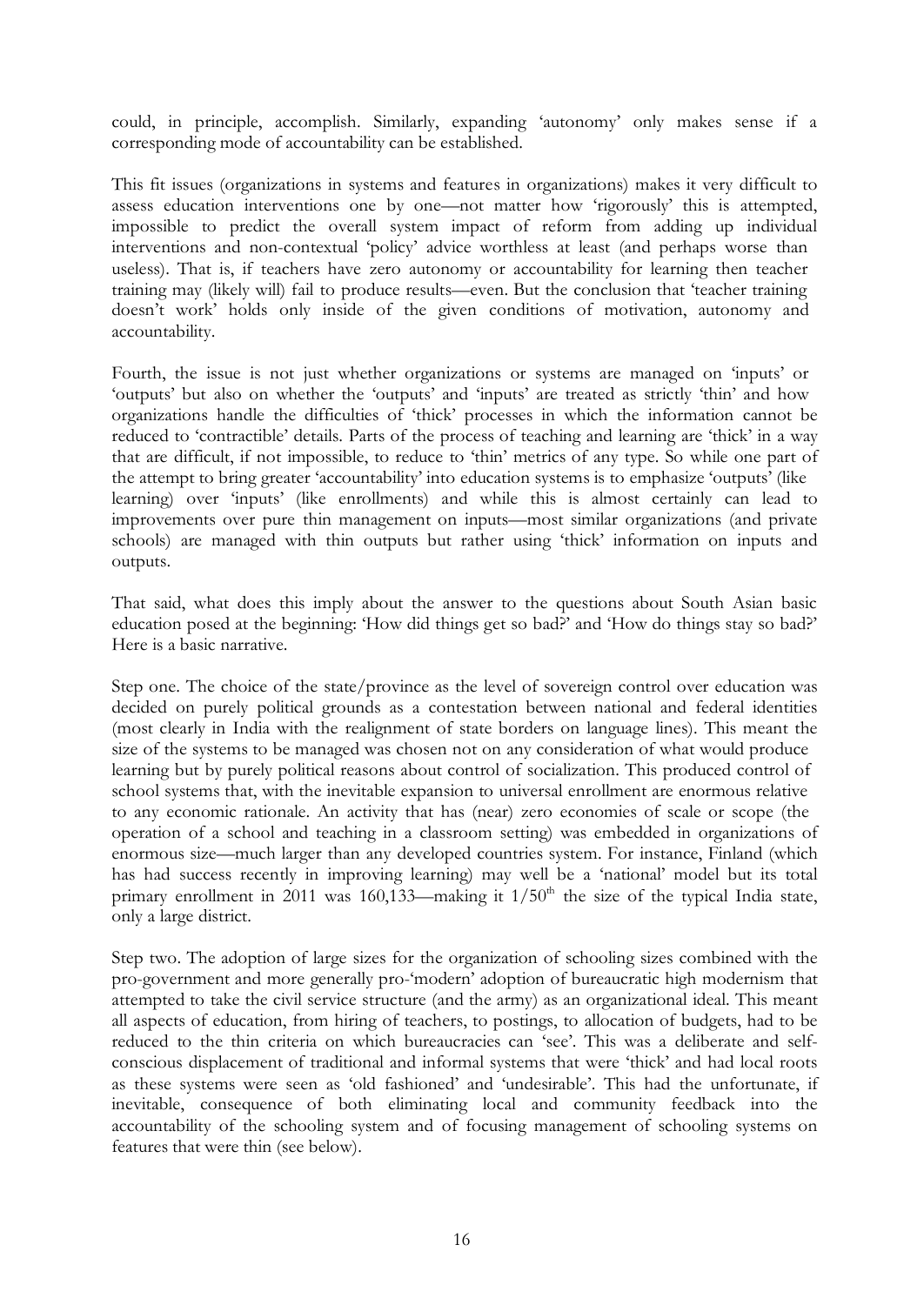could, in principle, accomplish. Similarly, expanding 'autonomy' only makes sense if a corresponding mode of accountability can be established.

This fit issues (organizations in systems and features in organizations) makes it very difficult to assess education interventions one by one—not matter how 'rigorously' this is attempted, impossible to predict the overall system impact of reform from adding up individual interventions and non-contextual 'policy' advice worthless at least (and perhaps worse than useless). That is, if teachers have zero autonomy or accountability for learning then teacher training may (likely will) fail to produce results—even. But the conclusion that 'teacher training doesn't work' holds only inside of the given conditions of motivation, autonomy and accountability.

Fourth, the issue is not just whether organizations or systems are managed on 'inputs' or 'outputs' but also on whether the 'outputs' and 'inputs' are treated as strictly 'thin' and how organizations handle the difficulties of 'thick' processes in which the information cannot be reduced to 'contractible' details. Parts of the process of teaching and learning are 'thick' in a way that are difficult, if not impossible, to reduce to 'thin' metrics of any type. So while one part of the attempt to bring greater 'accountability' into education systems is to emphasize 'outputs' (like learning) over 'inputs' (like enrollments) and while this is almost certainly can lead to improvements over pure thin management on inputs—most similar organizations (and private schools) are managed with thin outputs but rather using 'thick' information on inputs and outputs.

That said, what does this imply about the answer to the questions about South Asian basic education posed at the beginning: 'How did things get so bad?' and 'How do things stay so bad?' Here is a basic narrative.

Step one. The choice of the state/province as the level of sovereign control over education was decided on purely political grounds as a contestation between national and federal identities (most clearly in India with the realignment of state borders on language lines). This meant the size of the systems to be managed was chosen not on any consideration of what would produce learning but by purely political reasons about control of socialization. This produced control of school systems that, with the inevitable expansion to universal enrollment are enormous relative to any economic rationale. An activity that has (near) zero economies of scale or scope (the operation of a school and teaching in a classroom setting) was embedded in organizations of enormous size—much larger than any developed countries system. For instance, Finland (which has had success recently in improving learning) may well be a 'national' model but its total primary enrollment in 2011 was 160,133—making it $1/50^{th}$ the size of the typical India state, only a large district.

Step two. The adoption of large sizes for the organization of schooling sizes combined with the pro-government and more generally pro-'modern' adoption of bureaucratic high modernism that attempted to take the civil service structure (and the army) as an organizational ideal. This meant all aspects of education, from hiring of teachers, to postings, to allocation of budgets, had to be reduced to the thin criteria on which bureaucracies can 'see'. This was a deliberate and self-conscious displacement of traditional and informal systems that were 'thick' and had local roots as these systems were seen as 'old fashioned' and 'undesirable'. This had the unfortunate, if inevitable, consequence of both eliminating local and community feedback into the accountability of the schooling system and of focusing management of schooling systems on features that were thin (see below).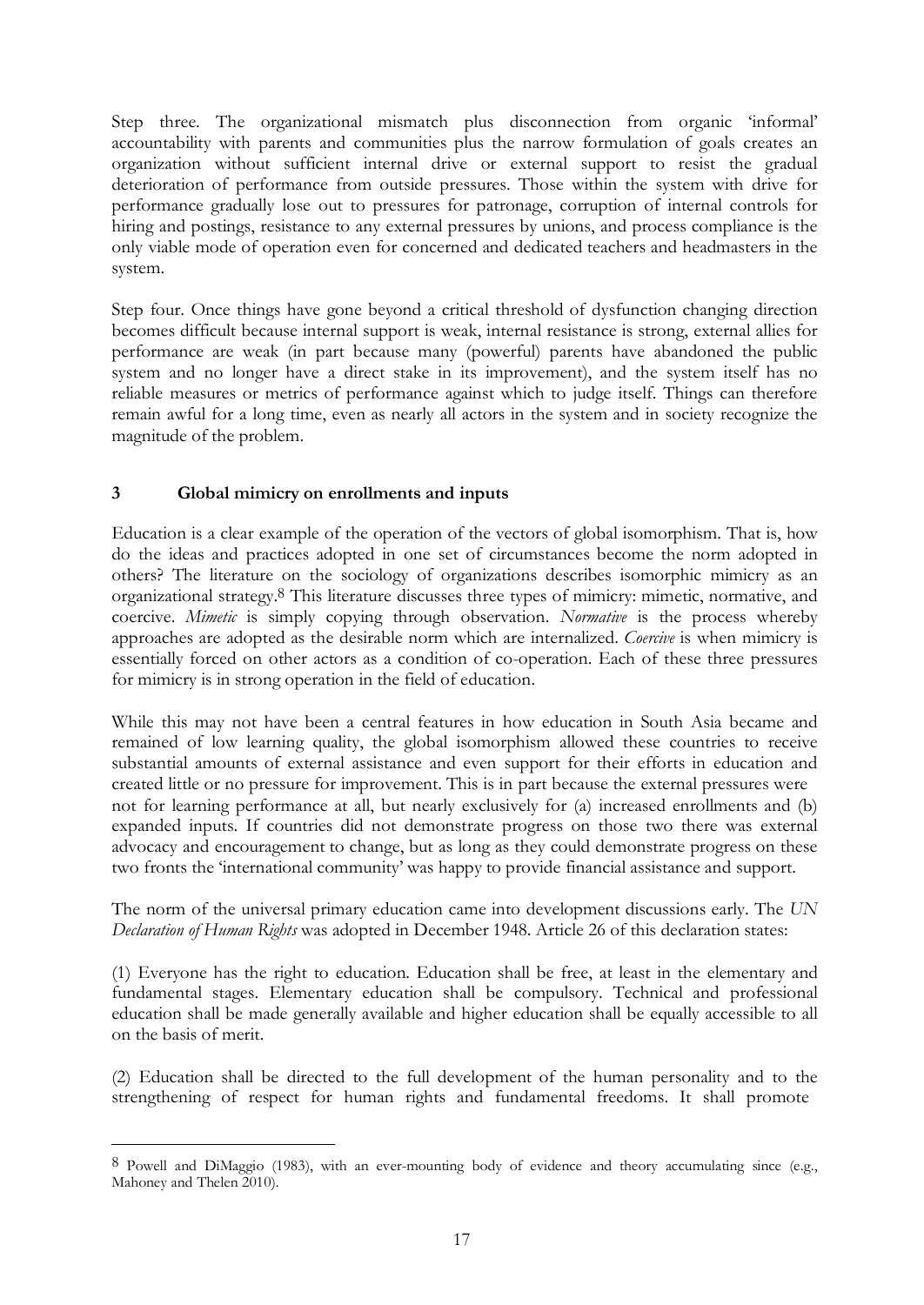Step three. The organizational mismatch plus disconnection from organic 'informal' accountability with parents and communities plus the narrow formulation of goals creates an organization without sufficient internal drive or external support to resist the gradual deterioration of performance from outside pressures. Those within the system with drive for performance gradually lose out to pressures for patronage, corruption of internal controls for hiring and postings, resistance to any external pressures by unions, and process compliance is the only viable mode of operation even for concerned and dedicated teachers and headmasters in the system.

Step four. Once things have gone beyond a critical threshold of dysfunction changing direction becomes difficult because internal support is weak, internal resistance is strong, external allies for performance are weak (in part because many (powerful) parents have abandoned the public system and no longer have a direct stake in its improvement), and the system itself has no reliable measures or metrics of performance against which to judge itself. Things can therefore remain awful for a long time, even as nearly all actors in the system and in society recognize the magnitude of the problem.

## 3 Global mimicry on enrollments and inputs

Education is a clear example of the operation of the vectors of global isomorphism. That is, how do the ideas and practices adopted in one set of circumstances become the norm adopted in others? The literature on the sociology of organizations describes isomorphic mimicry as an organizational strategy.[8] This literature discusses three types of mimicry: mimetic, normative, and coercive. *Mimetic* is simply copying through observation. *Normative* is the process whereby approaches are adopted as the desirable norm which are internalized. *Coercive* is when mimicry is essentially forced on other actors as a condition of co-operation. Each of these three pressures for mimicry is in strong operation in the field of education.

While this may not have been a central features in how education in South Asia became and remained of low learning quality, the global isomorphism allowed these countries to receive substantial amounts of external assistance and even support for their efforts in education and created little or no pressure for improvement. This is in part because the external pressures were not for learning performance at all, but nearly exclusively for (a) increased enrollments and (b) expanded inputs. If countries did not demonstrate progress on those two there was external advocacy and encouragement to change, but as long as they could demonstrate progress on these two fronts the 'international community' was happy to provide financial assistance and support.

The norm of the universal primary education came into development discussions early. The *UN Declaration of Human Rights* was adopted in December 1948. Article 26 of this declaration states:

(1) Everyone has the right to education. Education shall be free, at least in the elementary and fundamental stages. Elementary education shall be compulsory. Technical and professional education shall be made generally available and higher education shall be equally accessible to all on the basis of merit.

(2) Education shall be directed to the full development of the human personality and to the strengthening of respect for human rights and fundamental freedoms. It shall promote

---

[8] Powell and DiMaggio (1983), with an ever-mounting body of evidence and theory accumulating since (e.g., Mahoney and Thelen 2010).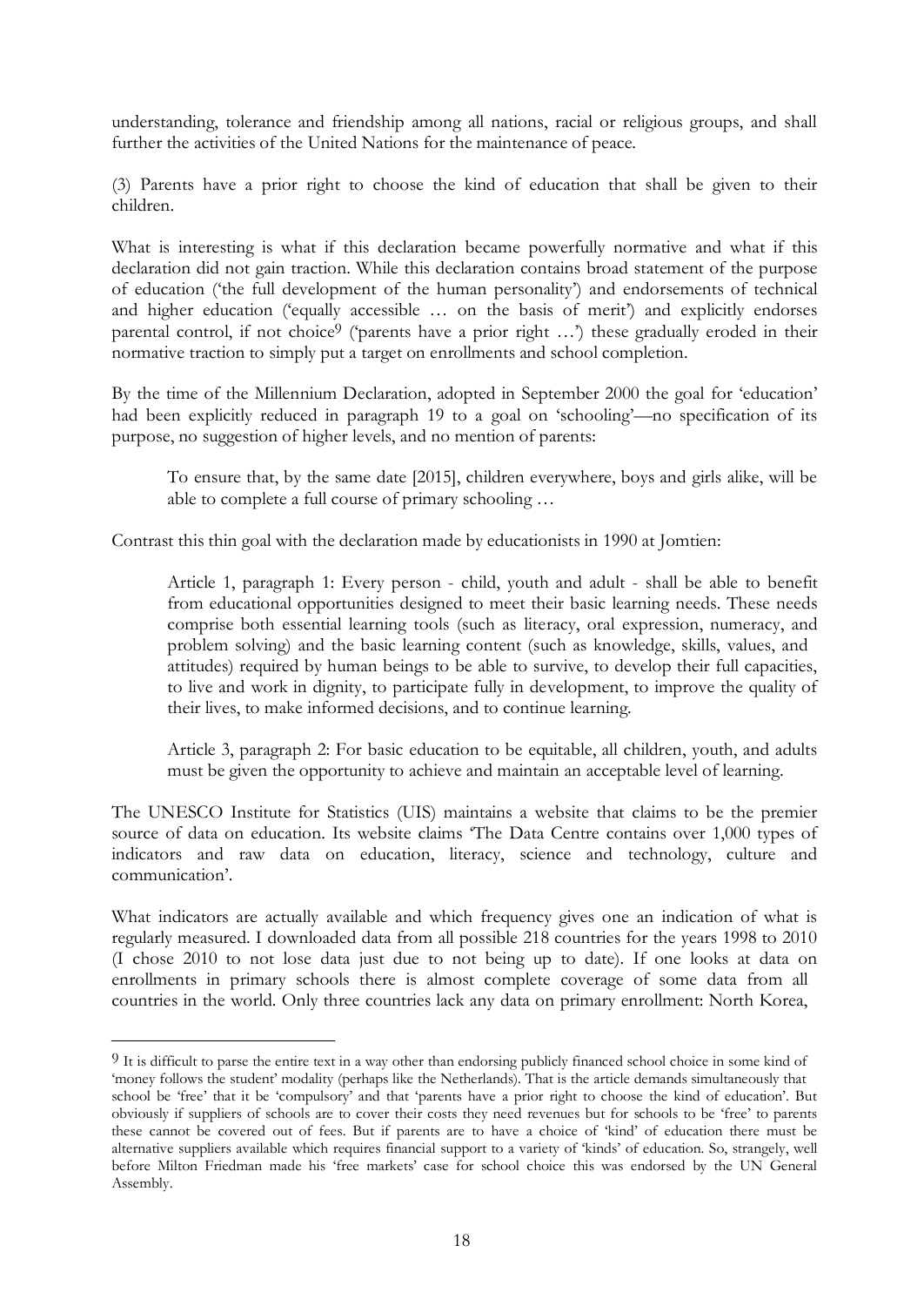understanding, tolerance and friendship among all nations, racial or religious groups, and shall further the activities of the United Nations for the maintenance of peace.

(3) Parents have a prior right to choose the kind of education that shall be given to their children.

What is interesting is what if this declaration became powerfully normative and what if this declaration did not gain traction. While this declaration contains broad statement of the purpose of education ('the full development of the human personality') and endorsements of technical and higher education ('equally accessible … on the basis of merit') and explicitly endorses parental control, if not choice[9] ('parents have a prior right …') these gradually eroded in their normative traction to simply put a target on enrollments and school completion.

By the time of the Millennium Declaration, adopted in September 2000 the goal for 'education' had been explicitly reduced in paragraph 19 to a goal on 'schooling'—no specification of its purpose, no suggestion of higher levels, and no mention of parents:

> To ensure that, by the same date [2015], children everywhere, boys and girls alike, will be able to complete a full course of primary schooling …

Contrast this thin goal with the declaration made by educationists in 1990 at Jomtien:

> Article 1, paragraph 1: Every person - child, youth and adult - shall be able to benefit from educational opportunities designed to meet their basic learning needs. These needs comprise both essential learning tools (such as literacy, oral expression, numeracy, and problem solving) and the basic learning content (such as knowledge, skills, values, and attitudes) required by human beings to be able to survive, to develop their full capacities, to live and work in dignity, to participate fully in development, to improve the quality of their lives, to make informed decisions, and to continue learning.
>
> Article 3, paragraph 2: For basic education to be equitable, all children, youth, and adults must be given the opportunity to achieve and maintain an acceptable level of learning.

The UNESCO Institute for Statistics (UIS) maintains a website that claims to be the premier source of data on education. Its website claims 'The Data Centre contains over 1,000 types of indicators and raw data on education, literacy, science and technology, culture and communication'.

What indicators are actually available and which frequency gives one an indication of what is regularly measured. I downloaded data from all possible 218 countries for the years 1998 to 2010 (I chose 2010 to not lose data just due to not being up to date). If one looks at data on enrollments in primary schools there is almost complete coverage of some data from all countries in the world. Only three countries lack any data on primary enrollment: North Korea,

---

[9] It is difficult to parse the entire text in a way other than endorsing publicly financed school choice in some kind of 'money follows the student' modality (perhaps like the Netherlands). That is the article demands simultaneously that school be 'free' that it be 'compulsory' and that 'parents have a prior right to choose the kind of education'. But obviously if suppliers of schools are to cover their costs they need revenues but for schools to be 'free' to parents these cannot be covered out of fees. But if parents are to have a choice of 'kind' of education there must be alternative suppliers available which requires financial support to a variety of 'kinds' of education. So, strangely, well before Milton Friedman made his 'free markets' case for school choice this was endorsed by the UN General Assembly.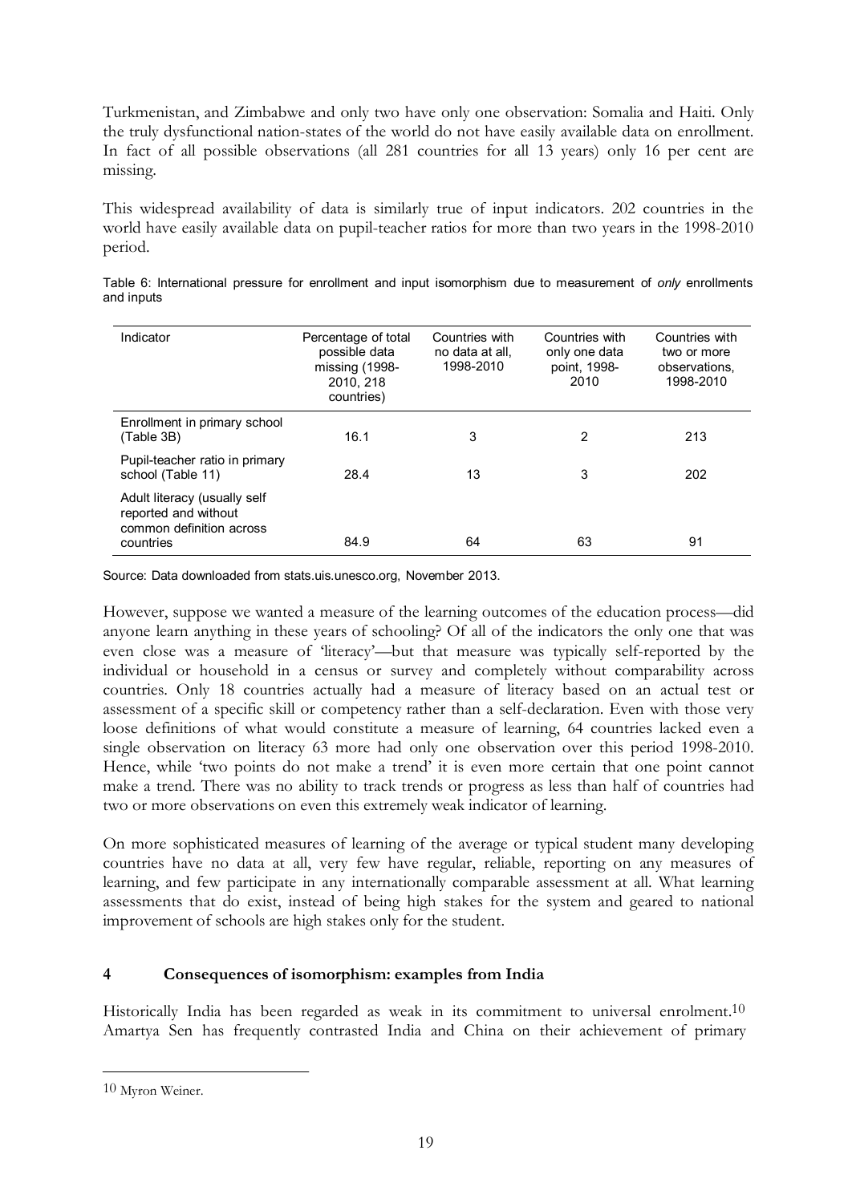Turkmenistan, and Zimbabwe and only two have only one observation: Somalia and Haiti. Only the truly dysfunctional nation-states of the world do not have easily available data on enrollment. In fact of all possible observations (all 281 countries for all 13 years) only 16 per cent are missing.

This widespread availability of data is similarly true of input indicators. 202 countries in the world have easily available data on pupil-teacher ratios for more than two years in the 1998-2010 period.

Table 6: International pressure for enrollment and input isomorphism due to measurement of *only* enrollments and inputs

| Indicator | Percentage of total possible data missing (1998-2010, 218 countries) | Countries with no data at all, 1998-2010 | Countries with only one data point, 1998-2010 | Countries with two or more observations, 1998-2010 |
|---|---|---|---|---|
| Enrollment in primary school (Table 3B) | 16.1 | 3 | 2 | 213 |
| Pupil-teacher ratio in primary school (Table 11) | 28.4 | 13 | 3 | 202 |
| Adult literacy (usually self reported and without common definition across countries | 84.9 | 64 | 63 | 91 |

Source: Data downloaded from stats.uis.unesco.org, November 2013.

However, suppose we wanted a measure of the learning outcomes of the education process—did anyone learn anything in these years of schooling? Of all of the indicators the only one that was even close was a measure of 'literacy'—but that measure was typically self-reported by the individual or household in a census or survey and completely without comparability across countries. Only 18 countries actually had a measure of literacy based on an actual test or assessment of a specific skill or competency rather than a self-declaration. Even with those very loose definitions of what would constitute a measure of learning, 64 countries lacked even a single observation on literacy 63 more had only one observation over this period 1998-2010. Hence, while 'two points do not make a trend' it is even more certain that one point cannot make a trend. There was no ability to track trends or progress as less than half of countries had two or more observations on even this extremely weak indicator of learning.

On more sophisticated measures of learning of the average or typical student many developing countries have no data at all, very few have regular, reliable, reporting on any measures of learning, and few participate in any internationally comparable assessment at all. What learning assessments that do exist, instead of being high stakes for the system and geared to national improvement of schools are high stakes only for the student.

## 4 Consequences of isomorphism: examples from India

Historically India has been regarded as weak in its commitment to universal enrolment.[10] Amartya Sen has frequently contrasted India and China on their achievement of primary

[10] Myron Weiner.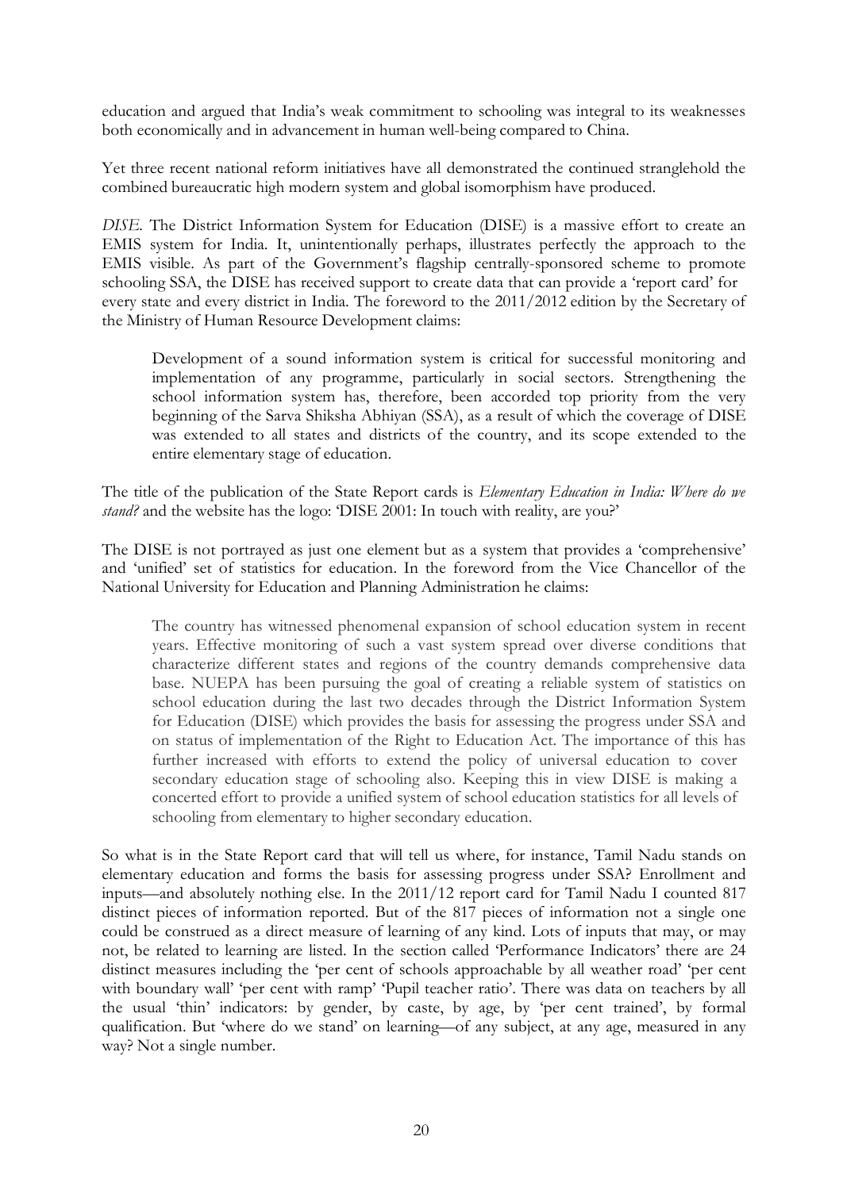education and argued that India's weak commitment to schooling was integral to its weaknesses both economically and in advancement in human well-being compared to China.

Yet three recent national reform initiatives have all demonstrated the continued stranglehold the combined bureaucratic high modern system and global isomorphism have produced.

*DISE.* The District Information System for Education (DISE) is a massive effort to create an EMIS system for India. It, unintentionally perhaps, illustrates perfectly the approach to the EMIS visible. As part of the Government's flagship centrally-sponsored scheme to promote schooling SSA, the DISE has received support to create data that can provide a 'report card' for every state and every district in India. The foreword to the 2011/2012 edition by the Secretary of the Ministry of Human Resource Development claims:

> Development of a sound information system is critical for successful monitoring and implementation of any programme, particularly in social sectors. Strengthening the school information system has, therefore, been accorded top priority from the very beginning of the Sarva Shiksha Abhiyan (SSA), as a result of which the coverage of DISE was extended to all states and districts of the country, and its scope extended to the entire elementary stage of education.

The title of the publication of the State Report cards is *Elementary Education in India: Where do we stand?* and the website has the logo: 'DISE 2001: In touch with reality, are you?'

The DISE is not portrayed as just one element but as a system that provides a 'comprehensive' and 'unified' set of statistics for education. In the foreword from the Vice Chancellor of the National University for Education and Planning Administration he claims:

> The country has witnessed phenomenal expansion of school education system in recent years. Effective monitoring of such a vast system spread over diverse conditions that characterize different states and regions of the country demands comprehensive data base. NUEPA has been pursuing the goal of creating a reliable system of statistics on school education during the last two decades through the District Information System for Education (DISE) which provides the basis for assessing the progress under SSA and on status of implementation of the Right to Education Act. The importance of this has further increased with efforts to extend the policy of universal education to cover secondary education stage of schooling also. Keeping this in view DISE is making a concerted effort to provide a unified system of school education statistics for all levels of schooling from elementary to higher secondary education.

So what is in the State Report card that will tell us where, for instance, Tamil Nadu stands on elementary education and forms the basis for assessing progress under SSA? Enrollment and inputs—and absolutely nothing else. In the 2011/12 report card for Tamil Nadu I counted 817 distinct pieces of information reported. But of the 817 pieces of information not a single one could be construed as a direct measure of learning of any kind. Lots of inputs that may, or may not, be related to learning are listed. In the section called 'Performance Indicators' there are 24 distinct measures including the 'per cent of schools approachable by all weather road' 'per cent with boundary wall' 'per cent with ramp' 'Pupil teacher ratio'. There was data on teachers by all the usual 'thin' indicators: by gender, by caste, by age, by 'per cent trained', by formal qualification. But 'where do we stand' on learning—of any subject, at any age, measured in any way? Not a single number.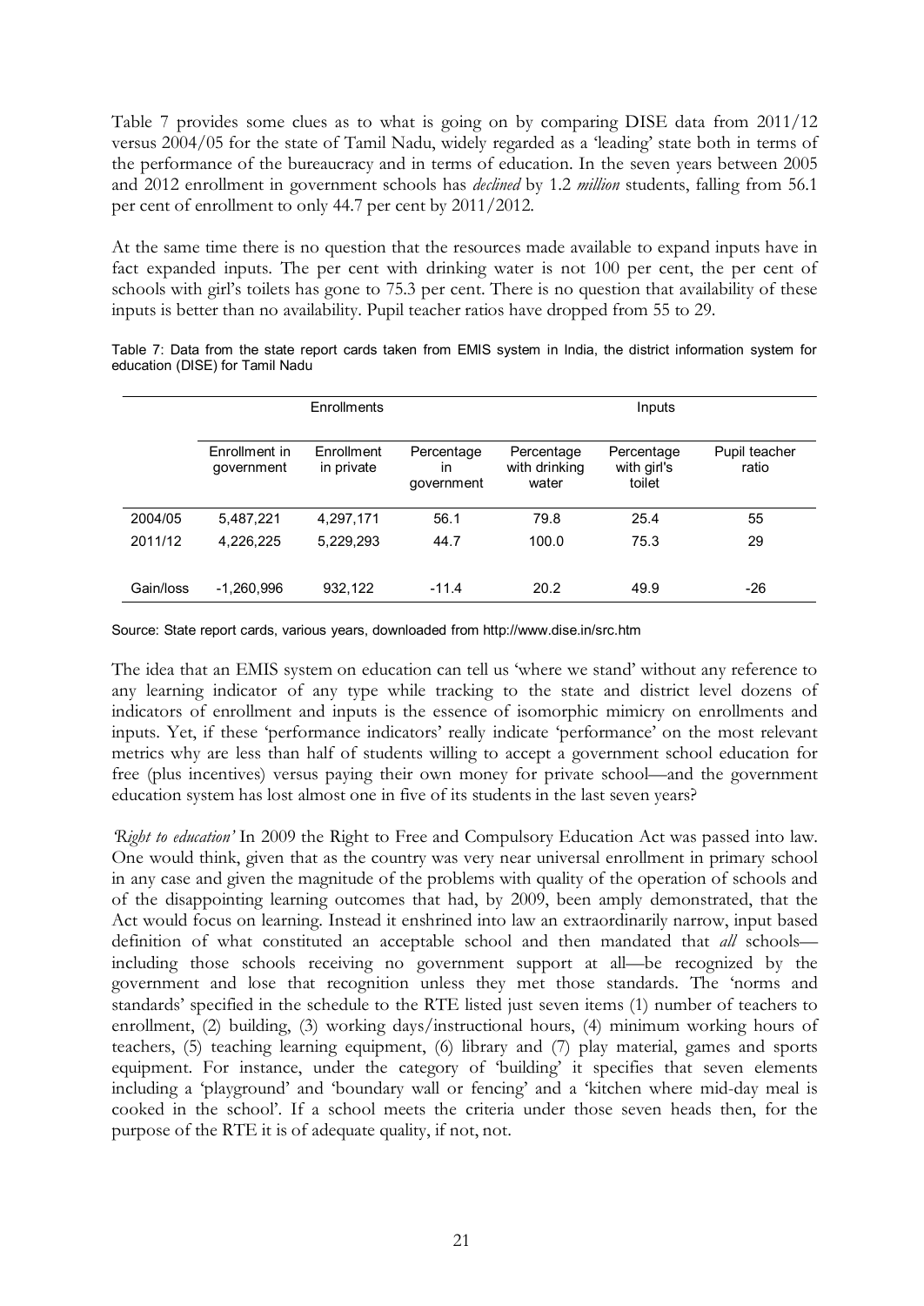Table 7 provides some clues as to what is going on by comparing DISE data from 2011/12 versus 2004/05 for the state of Tamil Nadu, widely regarded as a 'leading' state both in terms of the performance of the bureaucracy and in terms of education. In the seven years between 2005 and 2012 enrollment in government schools has *declined* by 1.2 *million* students, falling from 56.1 per cent of enrollment to only 44.7 per cent by 2011/2012.

At the same time there is no question that the resources made available to expand inputs have in fact expanded inputs. The per cent with drinking water is not 100 per cent, the per cent of schools with girl's toilets has gone to 75.3 per cent. There is no question that availability of these inputs is better than no availability. Pupil teacher ratios have dropped from 55 to 29.

Table 7: Data from the state report cards taken from EMIS system in India, the district information system for education (DISE) for Tamil Nadu

| | Enrollments | | | Inputs | | |
|---|---|---|---|---|---|---|
| | Enrollment in government | Enrollment in private | Percentage in government | Percentage with drinking water | Percentage with girl's toilet | Pupil teacher ratio |
| 2004/05 | 5,487,221 | 4,297,171 | 56.1 | 79.8 | 25.4 | 55 |
| 2011/12 | 4,226,225 | 5,229,293 | 44.7 | 100.0 | 75.3 | 29 |
| Gain/loss | -1,260,996 | 932,122 | -11.4 | 20.2 | 49.9 | -26 |

Source: State report cards, various years, downloaded from http://www.dise.in/src.htm

The idea that an EMIS system on education can tell us 'where we stand' without any reference to any learning indicator of any type while tracking to the state and district level dozens of indicators of enrollment and inputs is the essence of isomorphic mimicry on enrollments and inputs. Yet, if these 'performance indicators' really indicate 'performance' on the most relevant metrics why are less than half of students willing to accept a government school education for free (plus incentives) versus paying their own money for private school—and the government education system has lost almost one in five of its students in the last seven years?

*'Right to education'* In 2009 the Right to Free and Compulsory Education Act was passed into law. One would think, given that as the country was very near universal enrollment in primary school in any case and given the magnitude of the problems with quality of the operation of schools and of the disappointing learning outcomes that had, by 2009, been amply demonstrated, that the Act would focus on learning. Instead it enshrined into law an extraordinarily narrow, input based definition of what constituted an acceptable school and then mandated that *all* schools—including those schools receiving no government support at all—be recognized by the government and lose that recognition unless they met those standards. The 'norms and standards' specified in the schedule to the RTE listed just seven items (1) number of teachers to enrollment, (2) building, (3) working days/instructional hours, (4) minimum working hours of teachers, (5) teaching learning equipment, (6) library and (7) play material, games and sports equipment. For instance, under the category of 'building' it specifies that seven elements including a 'playground' and 'boundary wall or fencing' and a 'kitchen where mid-day meal is cooked in the school'. If a school meets the criteria under those seven heads then, for the purpose of the RTE it is of adequate quality, if not, not.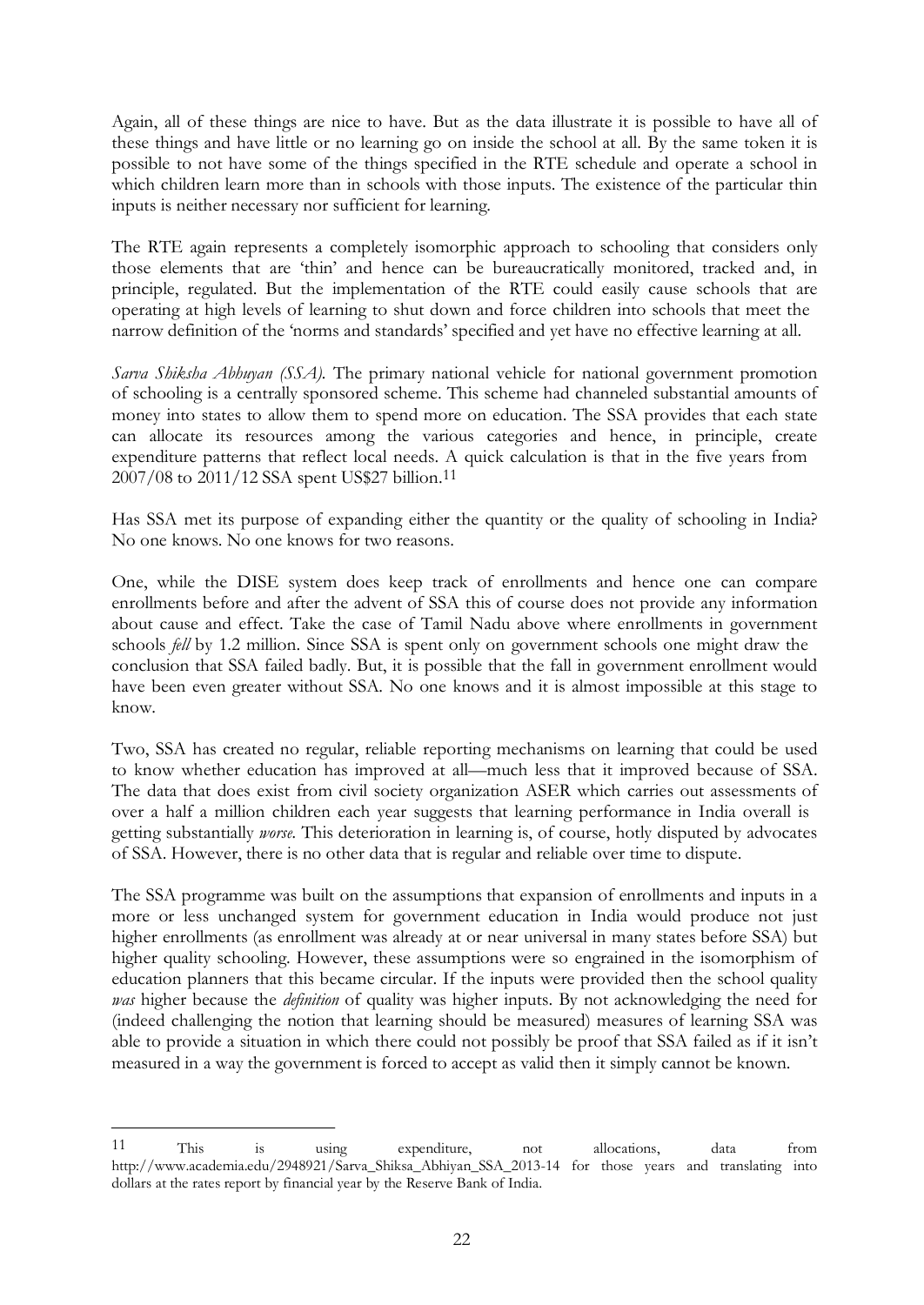Again, all of these things are nice to have. But as the data illustrate it is possible to have all of these things and have little or no learning go on inside the school at all. By the same token it is possible to not have some of the things specified in the RTE schedule and operate a school in which children learn more than in schools with those inputs. The existence of the particular thin inputs is neither necessary nor sufficient for learning.

The RTE again represents a completely isomorphic approach to schooling that considers only those elements that are 'thin' and hence can be bureaucratically monitored, tracked and, in principle, regulated. But the implementation of the RTE could easily cause schools that are operating at high levels of learning to shut down and force children into schools that meet the narrow definition of the 'norms and standards' specified and yet have no effective learning at all.

*Sarva Shiksha Abhuyan (SSA).* The primary national vehicle for national government promotion of schooling is a centrally sponsored scheme. This scheme had channeled substantial amounts of money into states to allow them to spend more on education. The SSA provides that each state can allocate its resources among the various categories and hence, in principle, create expenditure patterns that reflect local needs. A quick calculation is that in the five years from 2007/08 to 2011/12 SSA spent US$27 billion.[11]

Has SSA met its purpose of expanding either the quantity or the quality of schooling in India? No one knows. No one knows for two reasons.

One, while the DISE system does keep track of enrollments and hence one can compare enrollments before and after the advent of SSA this of course does not provide any information about cause and effect. Take the case of Tamil Nadu above where enrollments in government schools *fell* by 1.2 million. Since SSA is spent only on government schools one might draw the conclusion that SSA failed badly. But, it is possible that the fall in government enrollment would have been even greater without SSA. No one knows and it is almost impossible at this stage to know.

Two, SSA has created no regular, reliable reporting mechanisms on learning that could be used to know whether education has improved at all—much less that it improved because of SSA. The data that does exist from civil society organization ASER which carries out assessments of over a half a million children each year suggests that learning performance in India overall is getting substantially *worse*. This deterioration in learning is, of course, hotly disputed by advocates of SSA. However, there is no other data that is regular and reliable over time to dispute.

The SSA programme was built on the assumptions that expansion of enrollments and inputs in a more or less unchanged system for government education in India would produce not just higher enrollments (as enrollment was already at or near universal in many states before SSA) but higher quality schooling. However, these assumptions were so engrained in the isomorphism of education planners that this became circular. If the inputs were provided then the school quality *was* higher because the *definition* of quality was higher inputs. By not acknowledging the need for (indeed challenging the notion that learning should be measured) measures of learning SSA was able to provide a situation in which there could not possibly be proof that SSA failed as if it isn't measured in a way the government is forced to accept as valid then it simply cannot be known.

---

[11] This is using expenditure, not allocations, data from http://www.academia.edu/2948921/Sarva_Shiksa_Abhiyan_SSA_2013-14 for those years and translating into dollars at the rates report by financial year by the Reserve Bank of India.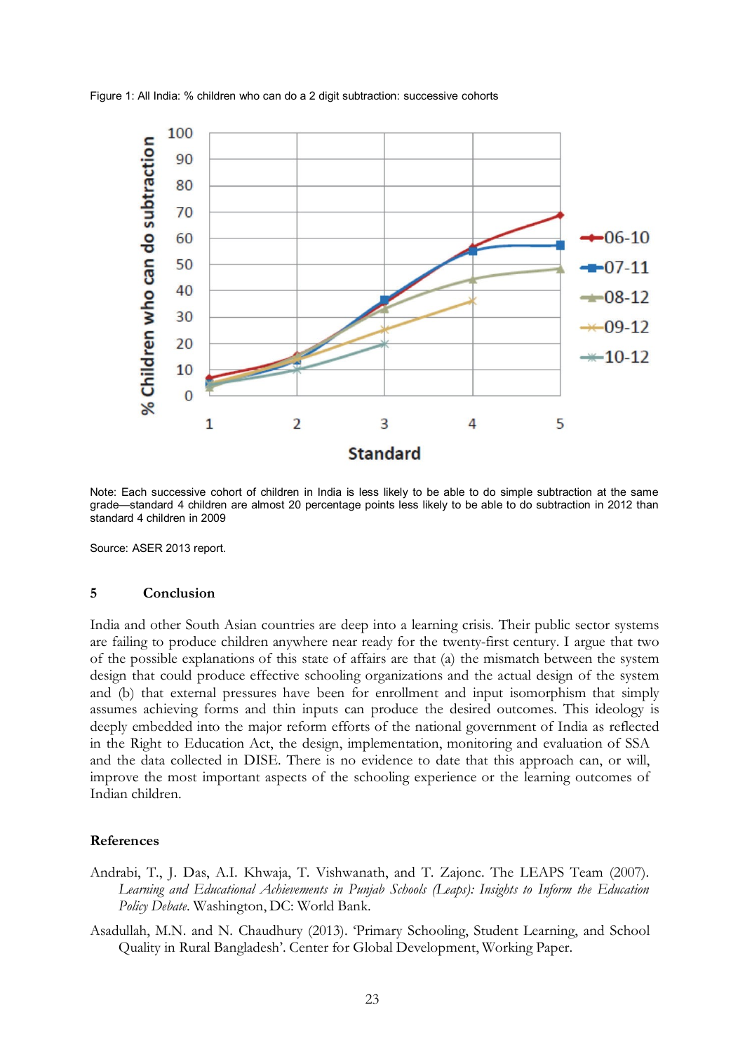Figure 1: All India: % children who can do a 2 digit subtraction: successive cohorts

Note: Each successive cohort of children in India is less likely to be able to do simple subtraction at the same grade—standard 4 children are almost 20 percentage points less likely to be able to do subtraction in 2012 than standard 4 children in 2009

Source: ASER 2013 report.

## 5 Conclusion

India and other South Asian countries are deep into a learning crisis. Their public sector systems are failing to produce children anywhere near ready for the twenty-first century. I argue that two of the possible explanations of this state of affairs are that (a) the mismatch between the system design that could produce effective schooling organizations and the actual design of the system and (b) that external pressures have been for enrollment and input isomorphism that simply assumes achieving forms and thin inputs can produce the desired outcomes. This ideology is deeply embedded into the major reform efforts of the national government of India as reflected in the Right to Education Act, the design, implementation, monitoring and evaluation of SSA and the data collected in DISE. There is no evidence to date that this approach can, or will, improve the most important aspects of the schooling experience or the learning outcomes of Indian children.

## References

Andrabi, T., J. Das, A.I. Khwaja, T. Vishwanath, and T. Zajonc. The LEAPS Team (2007). *Learning and Educational Achievements in Punjab Schools (Leaps): Insights to Inform the Education Policy Debate*. Washington, DC: World Bank.

Asadullah, M.N. and N. Chaudhury (2013). 'Primary Schooling, Student Learning, and School Quality in Rural Bangladesh'. Center for Global Development, Working Paper.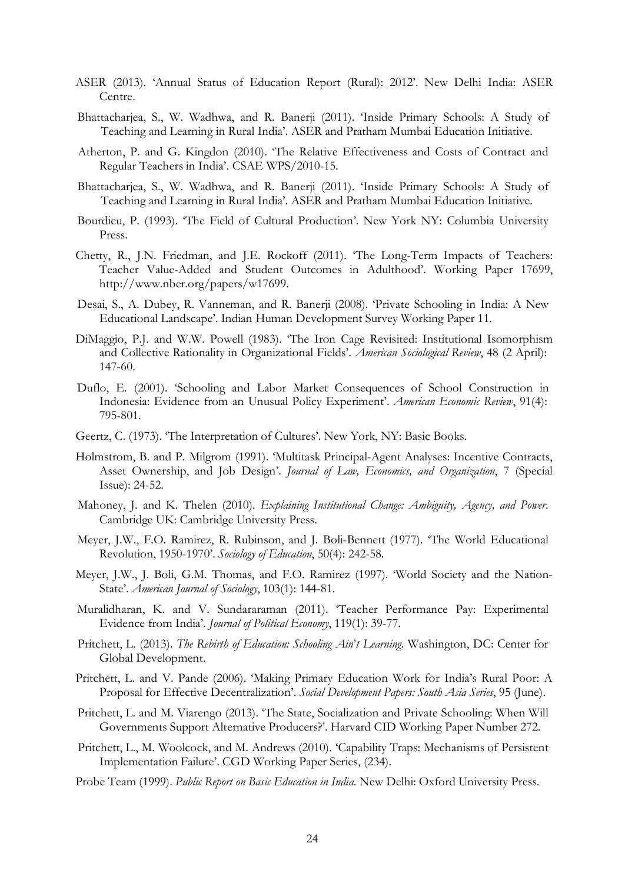ASER (2013). 'Annual Status of Education Report (Rural): 2012'. New Delhi India: ASER Centre.

Bhattacharjea, S., W. Wadhwa, and R. Banerji (2011). 'Inside Primary Schools: A Study of Teaching and Learning in Rural India'. ASER and Pratham Mumbai Education Initiative.

Atherton, P. and G. Kingdon (2010). 'The Relative Effectiveness and Costs of Contract and Regular Teachers in India'. CSAE WPS/2010-15.

Bhattacharjea, S., W. Wadhwa, and R. Banerji (2011). 'Inside Primary Schools: A Study of Teaching and Learning in Rural India'. ASER and Pratham Mumbai Education Initiative.

Bourdieu, P. (1993). 'The Field of Cultural Production'. New York NY: Columbia University Press.

Chetty, R., J.N. Friedman, and J.E. Rockoff (2011). 'The Long-Term Impacts of Teachers: Teacher Value-Added and Student Outcomes in Adulthood'. Working Paper 17699, http://www.nber.org/papers/w17699.

Desai, S., A. Dubey, R. Vanneman, and R. Banerji (2008). 'Private Schooling in India: A New Educational Landscape'. Indian Human Development Survey Working Paper 11.

DiMaggio, P.J. and W.W. Powell (1983). 'The Iron Cage Revisited: Institutional Isomorphism and Collective Rationality in Organizational Fields'. *American Sociological Review*, 48 (2 April): 147-60.

Duflo, E. (2001). 'Schooling and Labor Market Consequences of School Construction in Indonesia: Evidence from an Unusual Policy Experiment'. *American Economic Review*, 91(4): 795-801.

Geertz, C. (1973). 'The Interpretation of Cultures'. New York, NY: Basic Books.

Holmstrom, B. and P. Milgrom (1991). 'Multitask Principal-Agent Analyses: Incentive Contracts, Asset Ownership, and Job Design'. *Journal of Law, Economics, and Organization*, 7 (Special Issue): 24-52.

Mahoney, J. and K. Thelen (2010). *Explaining Institutional Change: Ambiguity, Agency, and Power*. Cambridge UK: Cambridge University Press.

Meyer, J.W., F.O. Ramirez, R. Rubinson, and J. Boli-Bennett (1977). 'The World Educational Revolution, 1950-1970'. *Sociology of Education*, 50(4): 242-58.

Meyer, J.W., J. Boli, G.M. Thomas, and F.O. Ramirez (1997). 'World Society and the Nation-State'. *American Journal of Sociology*, 103(1): 144-81.

Muralidharan, K. and V. Sundararaman (2011). 'Teacher Performance Pay: Experimental Evidence from India'. *Journal of Political Economy*, 119(1): 39-77.

Pritchett, L. (2013). *The Rebirth of Education: Schooling Ain't Learning*. Washington, DC: Center for Global Development.

Pritchett, L. and V. Pande (2006). 'Making Primary Education Work for India's Rural Poor: A Proposal for Effective Decentralization'. *Social Development Papers: South Asia Series*, 95 (June).

Pritchett, L. and M. Viarengo (2013). 'The State, Socialization and Private Schooling: When Will Governments Support Alternative Producers?'. Harvard CID Working Paper Number 272.

Pritchett, L., M. Woolcock, and M. Andrews (2010). 'Capability Traps: Mechanisms of Persistent Implementation Failure'. CGD Working Paper Series, (234).

Probe Team (1999). *Public Report on Basic Education in India*. New Delhi: Oxford University Press.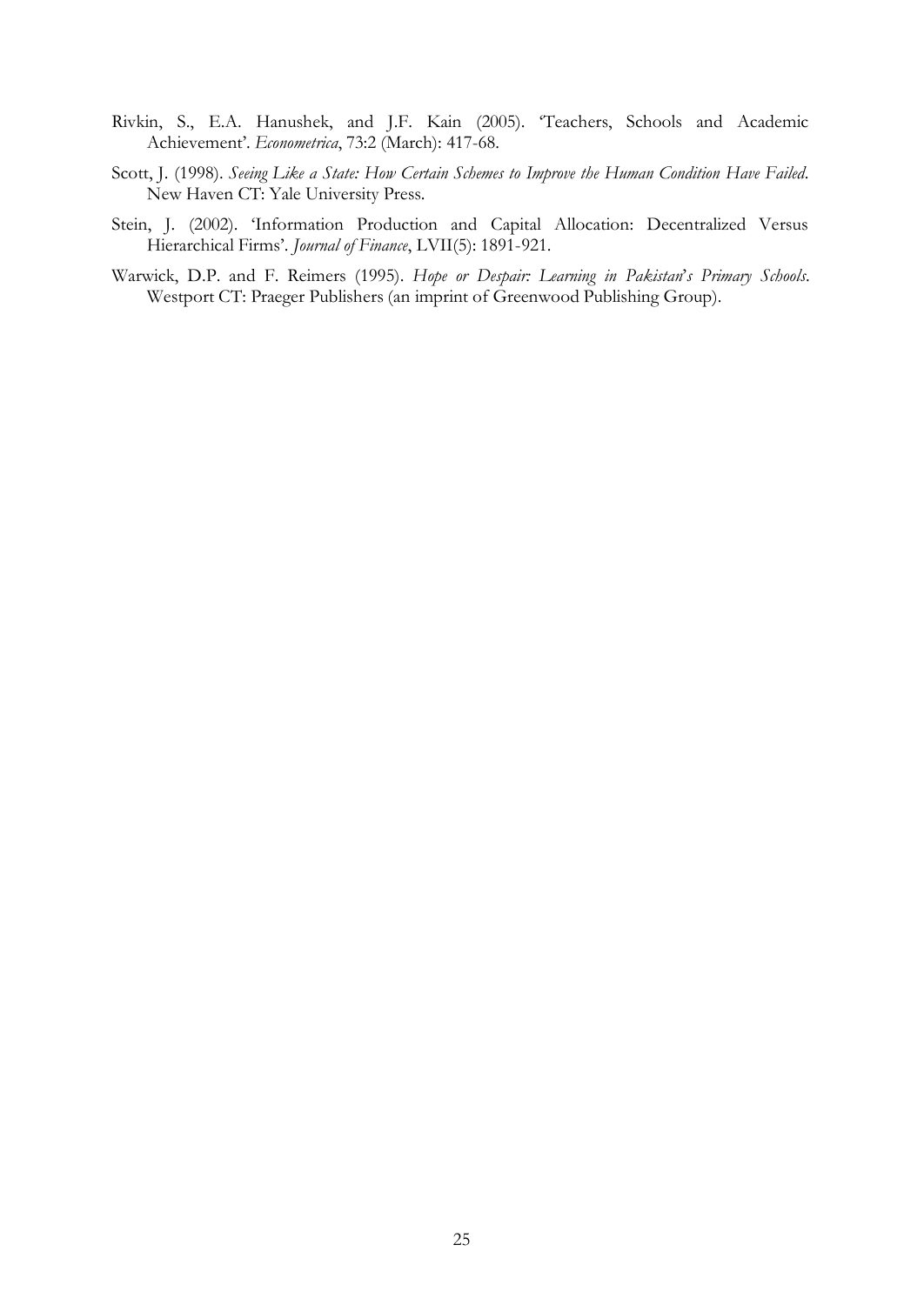Rivkin, S., E.A. Hanushek, and J.F. Kain (2005). 'Teachers, Schools and Academic Achievement'. *Econometrica*, 73:2 (March): 417-68.

Scott, J. (1998). *Seeing Like a State: How Certain Schemes to Improve the Human Condition Have Failed*. New Haven CT: Yale University Press.

Stein, J. (2002). 'Information Production and Capital Allocation: Decentralized Versus Hierarchical Firms'. *Journal of Finance*, LVII(5): 1891-921.

Warwick, D.P. and F. Reimers (1995). *Hope or Despair: Learning in Pakistan's Primary Schools*. Westport CT: Praeger Publishers (an imprint of Greenwood Publishing Group).